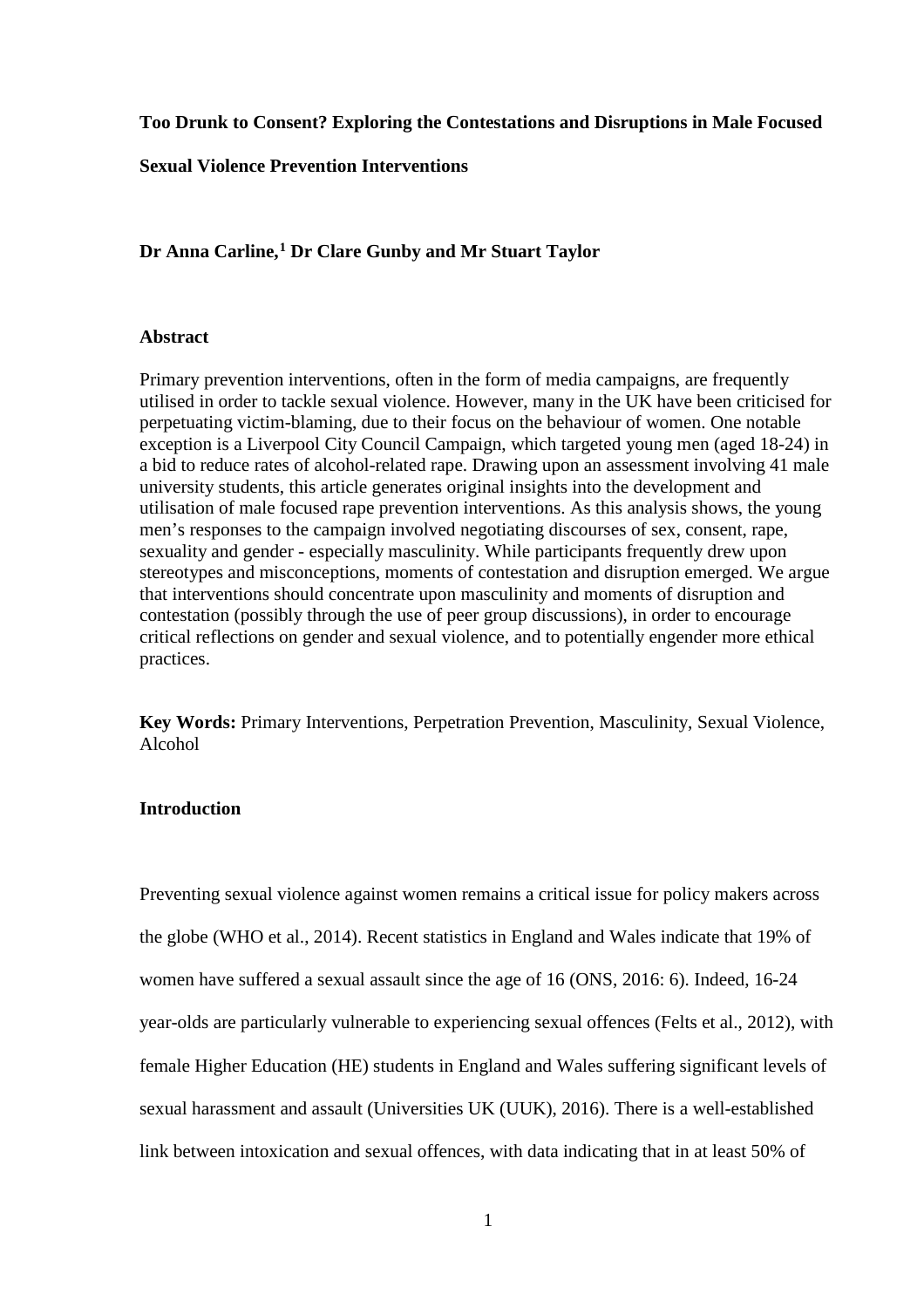**Too Drunk to Consent? Exploring the Contestations and Disruptions in Male Focused Sexual Violence Prevention Interventions**

**Dr Anna Carline,[1] Dr Clare Gunby and Mr Stuart Taylor**

**Abstract**

Primary prevention interventions, often in the form of media campaigns, are frequently utilised in order to tackle sexual violence. However, many in the UK have been criticised for perpetuating victim-blaming, due to their focus on the behaviour of women. One notable exception is a Liverpool City Council Campaign, which targeted young men (aged 18-24) in a bid to reduce rates of alcohol-related rape. Drawing upon an assessment involving 41 male university students, this article generates original insights into the development and utilisation of male focused rape prevention interventions. As this analysis shows, the young men's responses to the campaign involved negotiating discourses of sex, consent, rape, sexuality and gender - especially masculinity. While participants frequently drew upon stereotypes and misconceptions, moments of contestation and disruption emerged. We argue that interventions should concentrate upon masculinity and moments of disruption and contestation (possibly through the use of peer group discussions), in order to encourage critical reflections on gender and sexual violence, and to potentially engender more ethical practices.

**Key Words:** Primary Interventions, Perpetration Prevention, Masculinity, Sexual Violence, Alcohol

**Introduction**

Preventing sexual violence against women remains a critical issue for policy makers across the globe (WHO et al., 2014). Recent statistics in England and Wales indicate that 19% of women have suffered a sexual assault since the age of 16 (ONS, 2016: 6). Indeed, 16-24 year-olds are particularly vulnerable to experiencing sexual offences (Felts et al., 2012), with female Higher Education (HE) students in England and Wales suffering significant levels of sexual harassment and assault (Universities UK (UUK), 2016). There is a well-established link between intoxication and sexual offences, with data indicating that in at least 50% of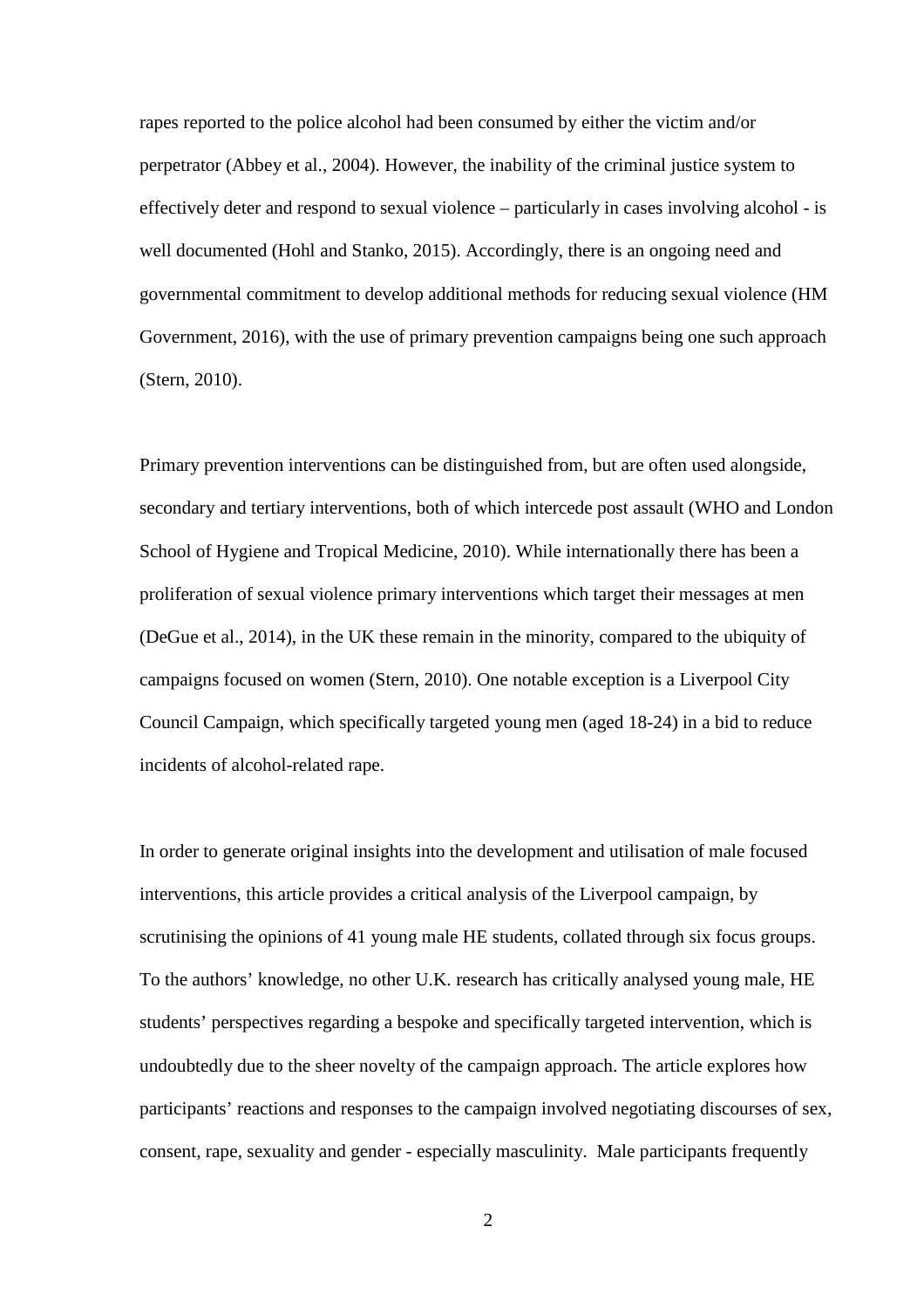rapes reported to the police alcohol had been consumed by either the victim and/or perpetrator (Abbey et al., 2004). However, the inability of the criminal justice system to effectively deter and respond to sexual violence – particularly in cases involving alcohol - is well documented (Hohl and Stanko, 2015). Accordingly, there is an ongoing need and governmental commitment to develop additional methods for reducing sexual violence (HM Government, 2016), with the use of primary prevention campaigns being one such approach (Stern, 2010).

Primary prevention interventions can be distinguished from, but are often used alongside, secondary and tertiary interventions, both of which intercede post assault (WHO and London School of Hygiene and Tropical Medicine, 2010). While internationally there has been a proliferation of sexual violence primary interventions which target their messages at men (DeGue et al., 2014), in the UK these remain in the minority, compared to the ubiquity of campaigns focused on women (Stern, 2010). One notable exception is a Liverpool City Council Campaign, which specifically targeted young men (aged 18-24) in a bid to reduce incidents of alcohol-related rape.

In order to generate original insights into the development and utilisation of male focused interventions, this article provides a critical analysis of the Liverpool campaign, by scrutinising the opinions of 41 young male HE students, collated through six focus groups. To the authors' knowledge, no other U.K. research has critically analysed young male, HE students' perspectives regarding a bespoke and specifically targeted intervention, which is undoubtedly due to the sheer novelty of the campaign approach. The article explores how participants' reactions and responses to the campaign involved negotiating discourses of sex, consent, rape, sexuality and gender - especially masculinity. Male participants frequently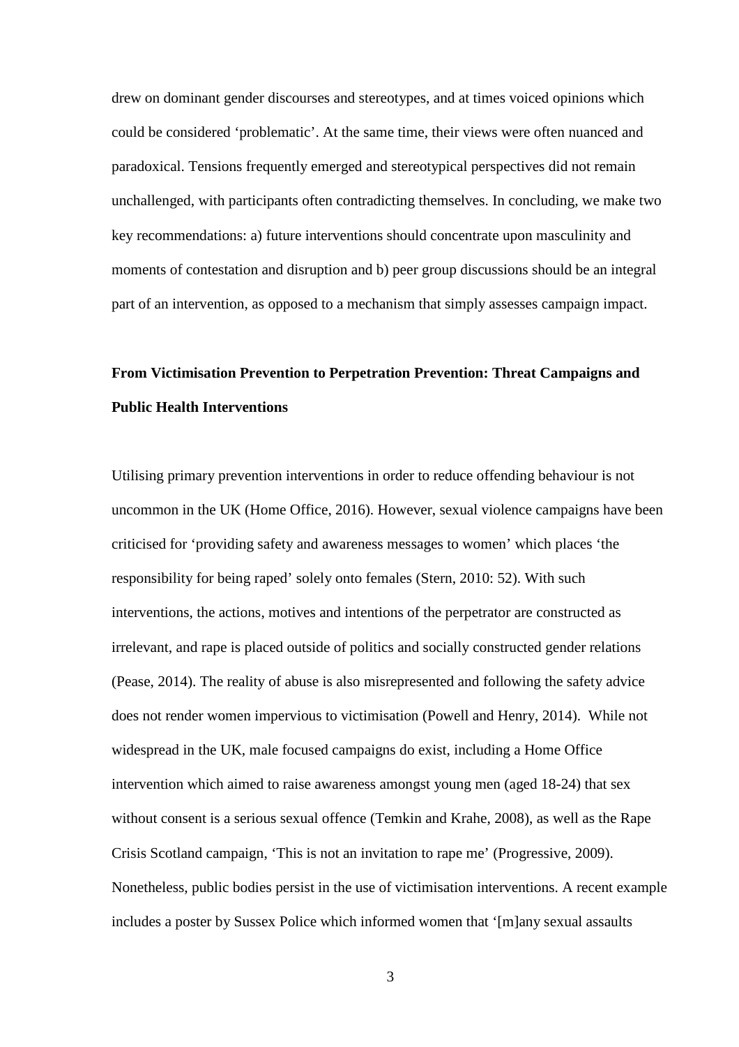drew on dominant gender discourses and stereotypes, and at times voiced opinions which could be considered 'problematic'. At the same time, their views were often nuanced and paradoxical. Tensions frequently emerged and stereotypical perspectives did not remain unchallenged, with participants often contradicting themselves. In concluding, we make two key recommendations: a) future interventions should concentrate upon masculinity and moments of contestation and disruption and b) peer group discussions should be an integral part of an intervention, as opposed to a mechanism that simply assesses campaign impact.

## From Victimisation Prevention to Perpetration Prevention: Threat Campaigns and Public Health Interventions

Utilising primary prevention interventions in order to reduce offending behaviour is not uncommon in the UK (Home Office, 2016). However, sexual violence campaigns have been criticised for 'providing safety and awareness messages to women' which places 'the responsibility for being raped' solely onto females (Stern, 2010: 52). With such interventions, the actions, motives and intentions of the perpetrator are constructed as irrelevant, and rape is placed outside of politics and socially constructed gender relations (Pease, 2014). The reality of abuse is also misrepresented and following the safety advice does not render women impervious to victimisation (Powell and Henry, 2014). While not widespread in the UK, male focused campaigns do exist, including a Home Office intervention which aimed to raise awareness amongst young men (aged 18-24) that sex without consent is a serious sexual offence (Temkin and Krahe, 2008), as well as the Rape Crisis Scotland campaign, 'This is not an invitation to rape me' (Progressive, 2009). Nonetheless, public bodies persist in the use of victimisation interventions. A recent example includes a poster by Sussex Police which informed women that '[m]any sexual assaults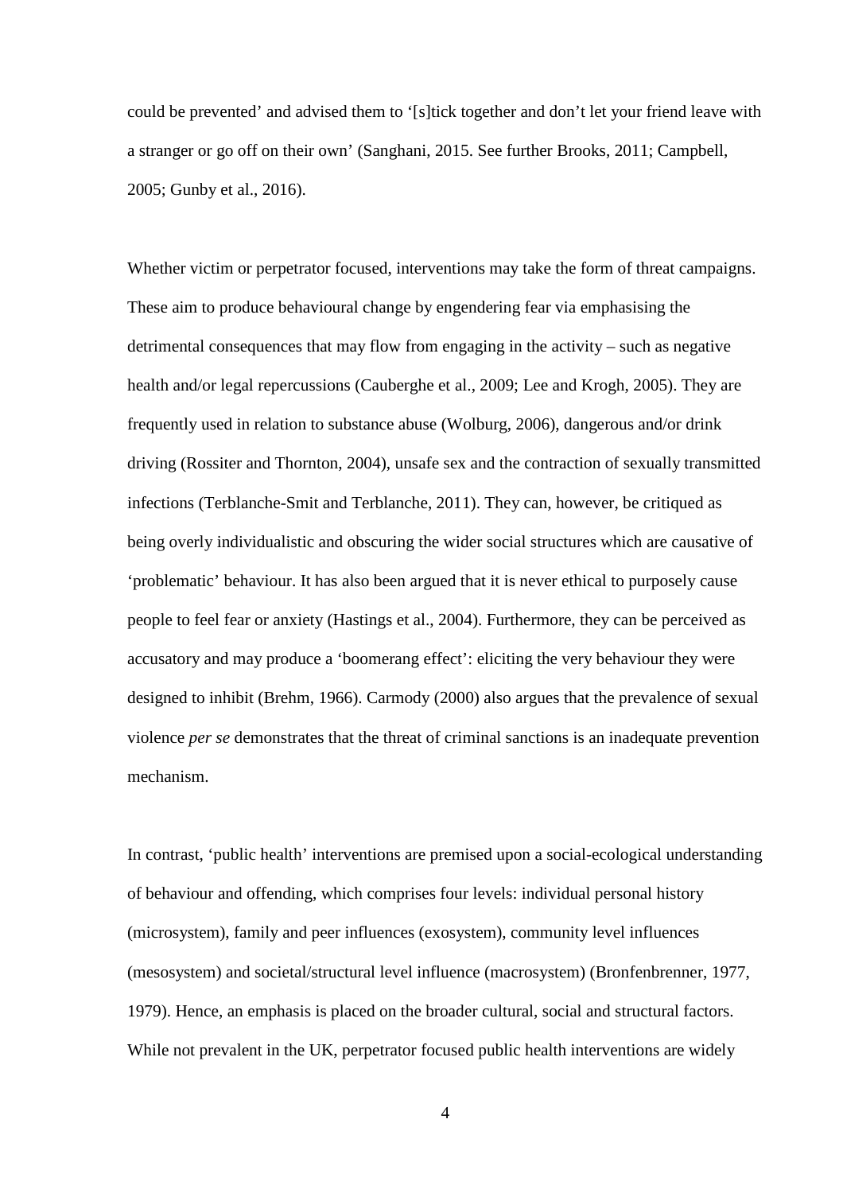could be prevented' and advised them to '[s]tick together and don't let your friend leave with a stranger or go off on their own' (Sanghani, 2015. See further Brooks, 2011; Campbell, 2005; Gunby et al., 2016).

Whether victim or perpetrator focused, interventions may take the form of threat campaigns. These aim to produce behavioural change by engendering fear via emphasising the detrimental consequences that may flow from engaging in the activity – such as negative health and/or legal repercussions (Cauberghe et al., 2009; Lee and Krogh, 2005). They are frequently used in relation to substance abuse (Wolburg, 2006), dangerous and/or drink driving (Rossiter and Thornton, 2004), unsafe sex and the contraction of sexually transmitted infections (Terblanche-Smit and Terblanche, 2011). They can, however, be critiqued as being overly individualistic and obscuring the wider social structures which are causative of 'problematic' behaviour. It has also been argued that it is never ethical to purposely cause people to feel fear or anxiety (Hastings et al., 2004). Furthermore, they can be perceived as accusatory and may produce a 'boomerang effect': eliciting the very behaviour they were designed to inhibit (Brehm, 1966). Carmody (2000) also argues that the prevalence of sexual violence *per se* demonstrates that the threat of criminal sanctions is an inadequate prevention mechanism.

In contrast, 'public health' interventions are premised upon a social-ecological understanding of behaviour and offending, which comprises four levels: individual personal history (microsystem), family and peer influences (exosystem), community level influences (mesosystem) and societal/structural level influence (macrosystem) (Bronfenbrenner, 1977, 1979). Hence, an emphasis is placed on the broader cultural, social and structural factors. While not prevalent in the UK, perpetrator focused public health interventions are widely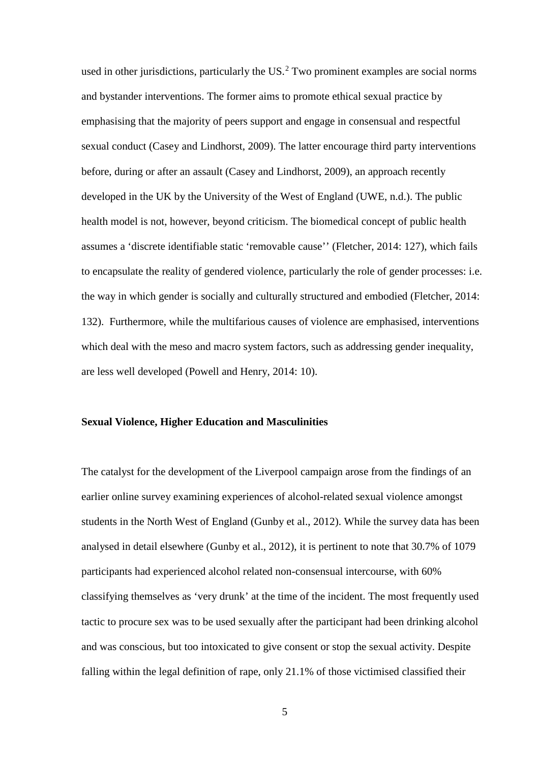used in other jurisdictions, particularly the US.[2] Two prominent examples are social norms and bystander interventions. The former aims to promote ethical sexual practice by emphasising that the majority of peers support and engage in consensual and respectful sexual conduct (Casey and Lindhorst, 2009). The latter encourage third party interventions before, during or after an assault (Casey and Lindhorst, 2009), an approach recently developed in the UK by the University of the West of England (UWE, n.d.). The public health model is not, however, beyond criticism. The biomedical concept of public health assumes a 'discrete identifiable static 'removable cause'' (Fletcher, 2014: 127), which fails to encapsulate the reality of gendered violence, particularly the role of gender processes: i.e. the way in which gender is socially and culturally structured and embodied (Fletcher, 2014: 132). Furthermore, while the multifarious causes of violence are emphasised, interventions which deal with the meso and macro system factors, such as addressing gender inequality, are less well developed (Powell and Henry, 2014: 10).

**Sexual Violence, Higher Education and Masculinities**

The catalyst for the development of the Liverpool campaign arose from the findings of an earlier online survey examining experiences of alcohol-related sexual violence amongst students in the North West of England (Gunby et al., 2012). While the survey data has been analysed in detail elsewhere (Gunby et al., 2012), it is pertinent to note that 30.7% of 1079 participants had experienced alcohol related non-consensual intercourse, with 60% classifying themselves as 'very drunk' at the time of the incident. The most frequently used tactic to procure sex was to be used sexually after the participant had been drinking alcohol and was conscious, but too intoxicated to give consent or stop the sexual activity. Despite falling within the legal definition of rape, only 21.1% of those victimised classified their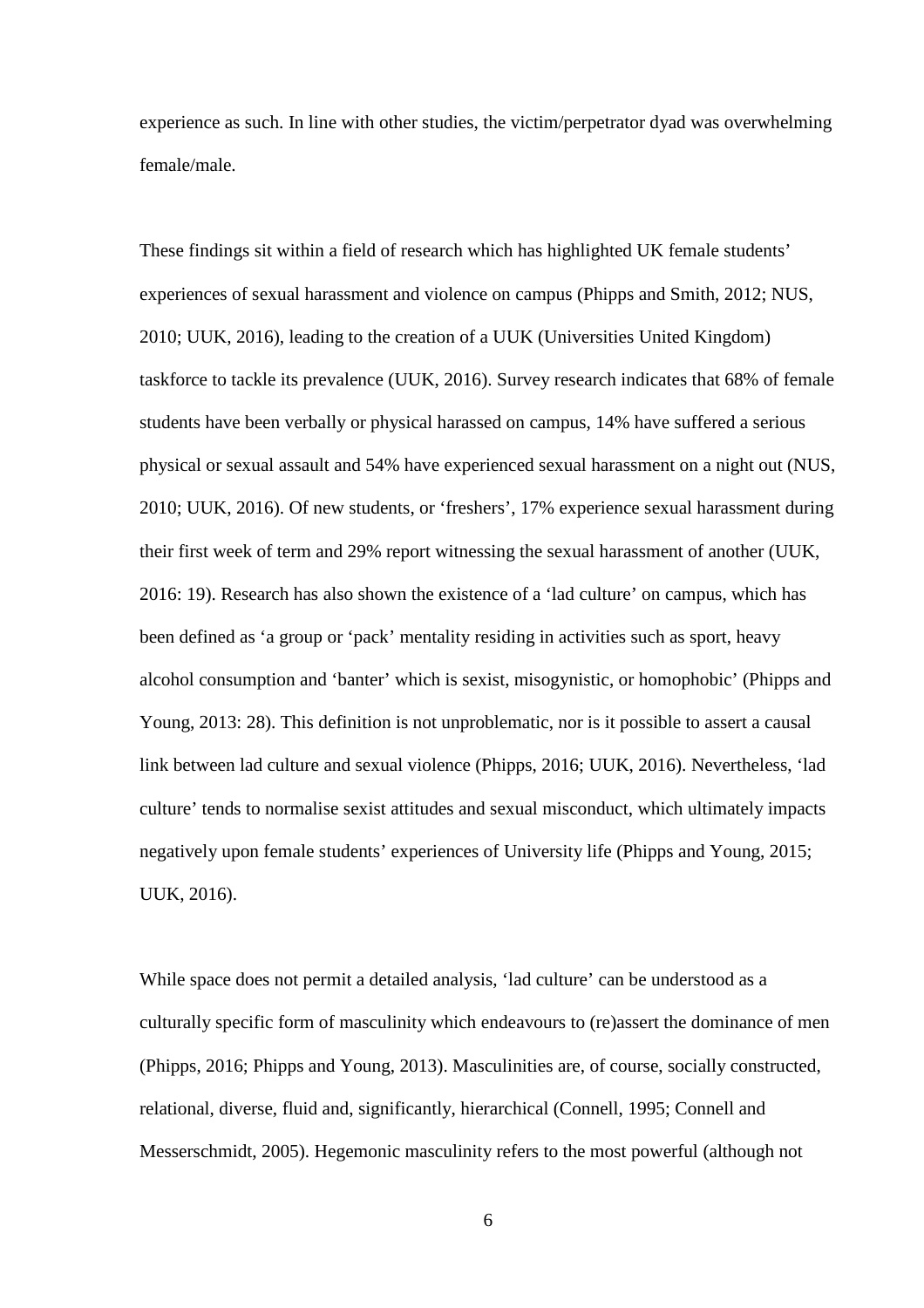experience as such. In line with other studies, the victim/perpetrator dyad was overwhelming female/male.

These findings sit within a field of research which has highlighted UK female students' experiences of sexual harassment and violence on campus (Phipps and Smith, 2012; NUS, 2010; UUK, 2016), leading to the creation of a UUK (Universities United Kingdom) taskforce to tackle its prevalence (UUK, 2016). Survey research indicates that 68% of female students have been verbally or physical harassed on campus, 14% have suffered a serious physical or sexual assault and 54% have experienced sexual harassment on a night out (NUS, 2010; UUK, 2016). Of new students, or 'freshers', 17% experience sexual harassment during their first week of term and 29% report witnessing the sexual harassment of another (UUK, 2016: 19). Research has also shown the existence of a 'lad culture' on campus, which has been defined as 'a group or 'pack' mentality residing in activities such as sport, heavy alcohol consumption and 'banter' which is sexist, misogynistic, or homophobic' (Phipps and Young, 2013: 28). This definition is not unproblematic, nor is it possible to assert a causal link between lad culture and sexual violence (Phipps, 2016; UUK, 2016). Nevertheless, 'lad culture' tends to normalise sexist attitudes and sexual misconduct, which ultimately impacts negatively upon female students' experiences of University life (Phipps and Young, 2015; UUK, 2016).

While space does not permit a detailed analysis, 'lad culture' can be understood as a culturally specific form of masculinity which endeavours to (re)assert the dominance of men (Phipps, 2016; Phipps and Young, 2013). Masculinities are, of course, socially constructed, relational, diverse, fluid and, significantly, hierarchical (Connell, 1995; Connell and Messerschmidt, 2005). Hegemonic masculinity refers to the most powerful (although not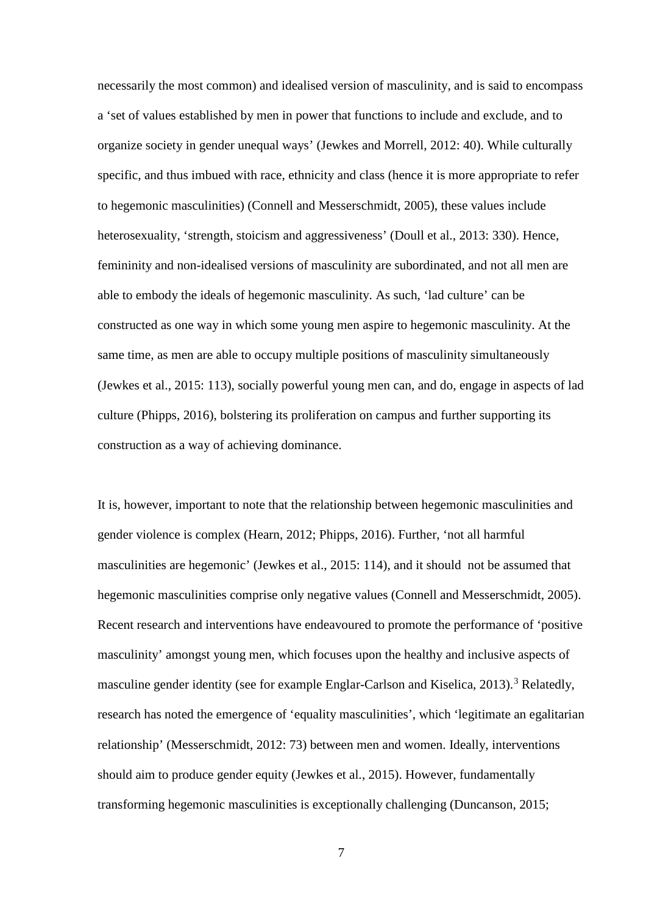necessarily the most common) and idealised version of masculinity, and is said to encompass a 'set of values established by men in power that functions to include and exclude, and to organize society in gender unequal ways' (Jewkes and Morrell, 2012: 40). While culturally specific, and thus imbued with race, ethnicity and class (hence it is more appropriate to refer to hegemonic masculinities) (Connell and Messerschmidt, 2005), these values include heterosexuality, 'strength, stoicism and aggressiveness' (Doull et al., 2013: 330). Hence, femininity and non-idealised versions of masculinity are subordinated, and not all men are able to embody the ideals of hegemonic masculinity. As such, 'lad culture' can be constructed as one way in which some young men aspire to hegemonic masculinity. At the same time, as men are able to occupy multiple positions of masculinity simultaneously (Jewkes et al., 2015: 113), socially powerful young men can, and do, engage in aspects of lad culture (Phipps, 2016), bolstering its proliferation on campus and further supporting its construction as a way of achieving dominance.

It is, however, important to note that the relationship between hegemonic masculinities and gender violence is complex (Hearn, 2012; Phipps, 2016). Further, 'not all harmful masculinities are hegemonic' (Jewkes et al., 2015: 114), and it should not be assumed that hegemonic masculinities comprise only negative values (Connell and Messerschmidt, 2005). Recent research and interventions have endeavoured to promote the performance of 'positive masculinity' amongst young men, which focuses upon the healthy and inclusive aspects of masculine gender identity (see for example Englar-Carlson and Kiselica, 2013).[3] Relatedly, research has noted the emergence of 'equality masculinities', which 'legitimate an egalitarian relationship' (Messerschmidt, 2012: 73) between men and women. Ideally, interventions should aim to produce gender equity (Jewkes et al., 2015). However, fundamentally transforming hegemonic masculinities is exceptionally challenging (Duncanson, 2015;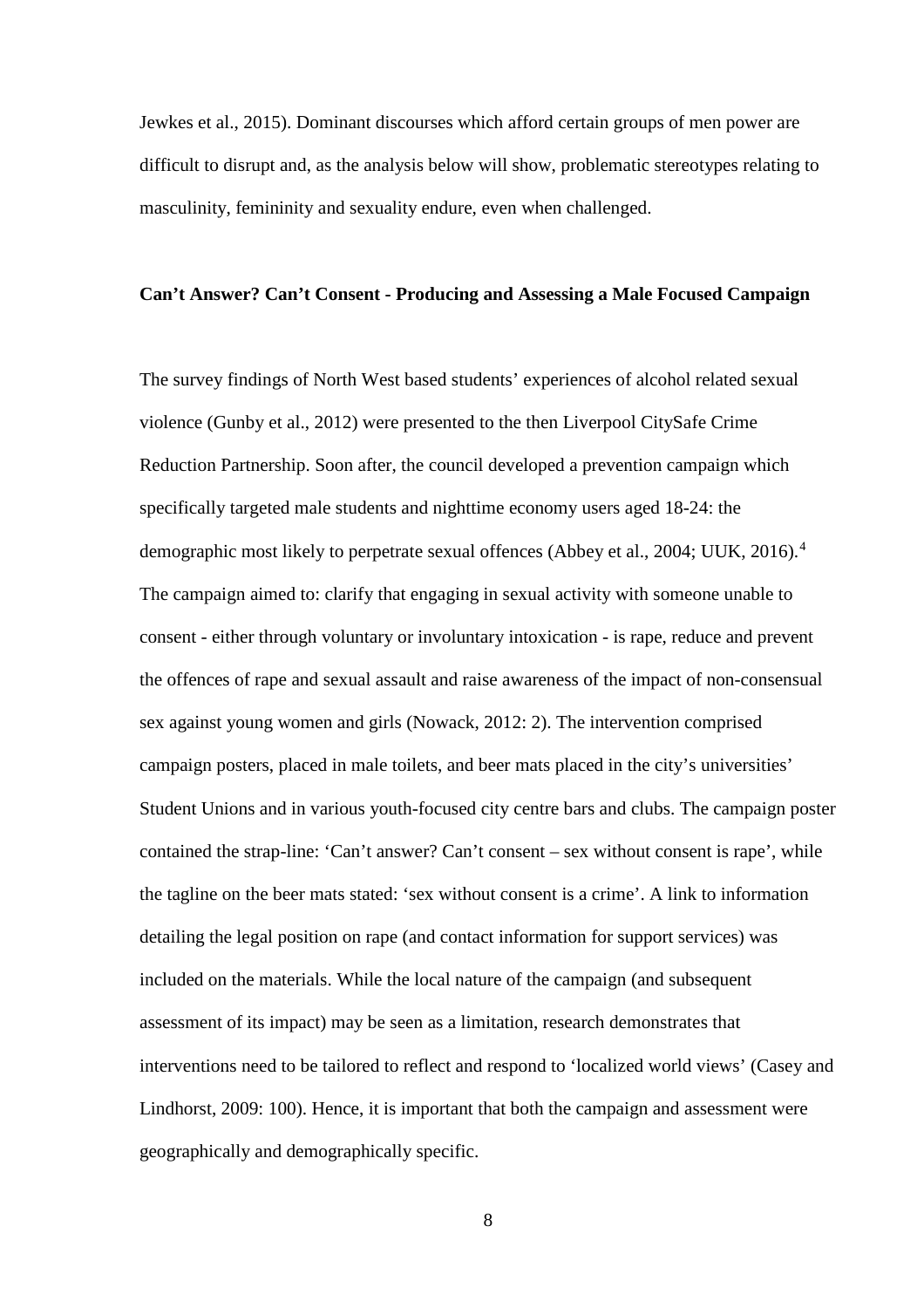Jewkes et al., 2015). Dominant discourses which afford certain groups of men power are difficult to disrupt and, as the analysis below will show, problematic stereotypes relating to masculinity, femininity and sexuality endure, even when challenged.

**Can't Answer? Can't Consent - Producing and Assessing a Male Focused Campaign**

The survey findings of North West based students' experiences of alcohol related sexual violence (Gunby et al., 2012) were presented to the then Liverpool CitySafe Crime Reduction Partnership. Soon after, the council developed a prevention campaign which specifically targeted male students and nighttime economy users aged 18-24: the demographic most likely to perpetrate sexual offences (Abbey et al., 2004; UUK, 2016).[4] The campaign aimed to: clarify that engaging in sexual activity with someone unable to consent - either through voluntary or involuntary intoxication - is rape, reduce and prevent the offences of rape and sexual assault and raise awareness of the impact of non-consensual sex against young women and girls (Nowack, 2012: 2). The intervention comprised campaign posters, placed in male toilets, and beer mats placed in the city's universities' Student Unions and in various youth-focused city centre bars and clubs. The campaign poster contained the strap-line: 'Can't answer? Can't consent – sex without consent is rape', while the tagline on the beer mats stated: 'sex without consent is a crime'. A link to information detailing the legal position on rape (and contact information for support services) was included on the materials. While the local nature of the campaign (and subsequent assessment of its impact) may be seen as a limitation, research demonstrates that interventions need to be tailored to reflect and respond to 'localized world views' (Casey and Lindhorst, 2009: 100). Hence, it is important that both the campaign and assessment were geographically and demographically specific.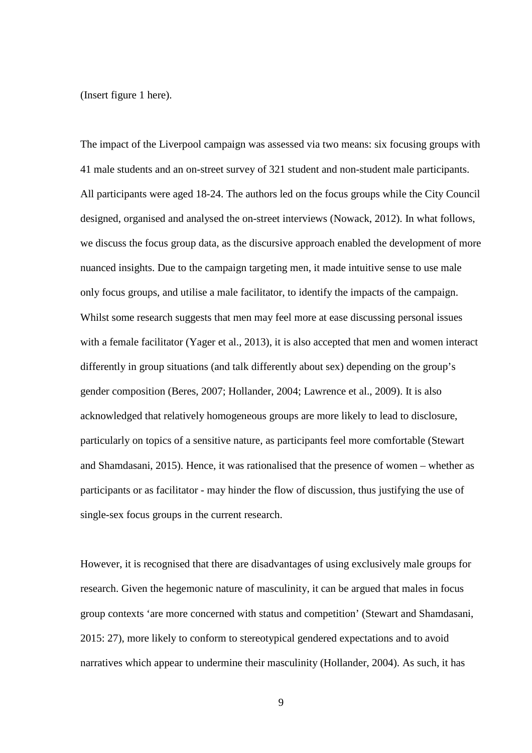(Insert figure 1 here).

The impact of the Liverpool campaign was assessed via two means: six focusing groups with 41 male students and an on-street survey of 321 student and non-student male participants. All participants were aged 18-24. The authors led on the focus groups while the City Council designed, organised and analysed the on-street interviews (Nowack, 2012). In what follows, we discuss the focus group data, as the discursive approach enabled the development of more nuanced insights. Due to the campaign targeting men, it made intuitive sense to use male only focus groups, and utilise a male facilitator, to identify the impacts of the campaign. Whilst some research suggests that men may feel more at ease discussing personal issues with a female facilitator (Yager et al., 2013), it is also accepted that men and women interact differently in group situations (and talk differently about sex) depending on the group's gender composition (Beres, 2007; Hollander, 2004; Lawrence et al., 2009). It is also acknowledged that relatively homogeneous groups are more likely to lead to disclosure, particularly on topics of a sensitive nature, as participants feel more comfortable (Stewart and Shamdasani, 2015). Hence, it was rationalised that the presence of women – whether as participants or as facilitator - may hinder the flow of discussion, thus justifying the use of single-sex focus groups in the current research.

However, it is recognised that there are disadvantages of using exclusively male groups for research. Given the hegemonic nature of masculinity, it can be argued that males in focus group contexts 'are more concerned with status and competition' (Stewart and Shamdasani, 2015: 27), more likely to conform to stereotypical gendered expectations and to avoid narratives which appear to undermine their masculinity (Hollander, 2004). As such, it has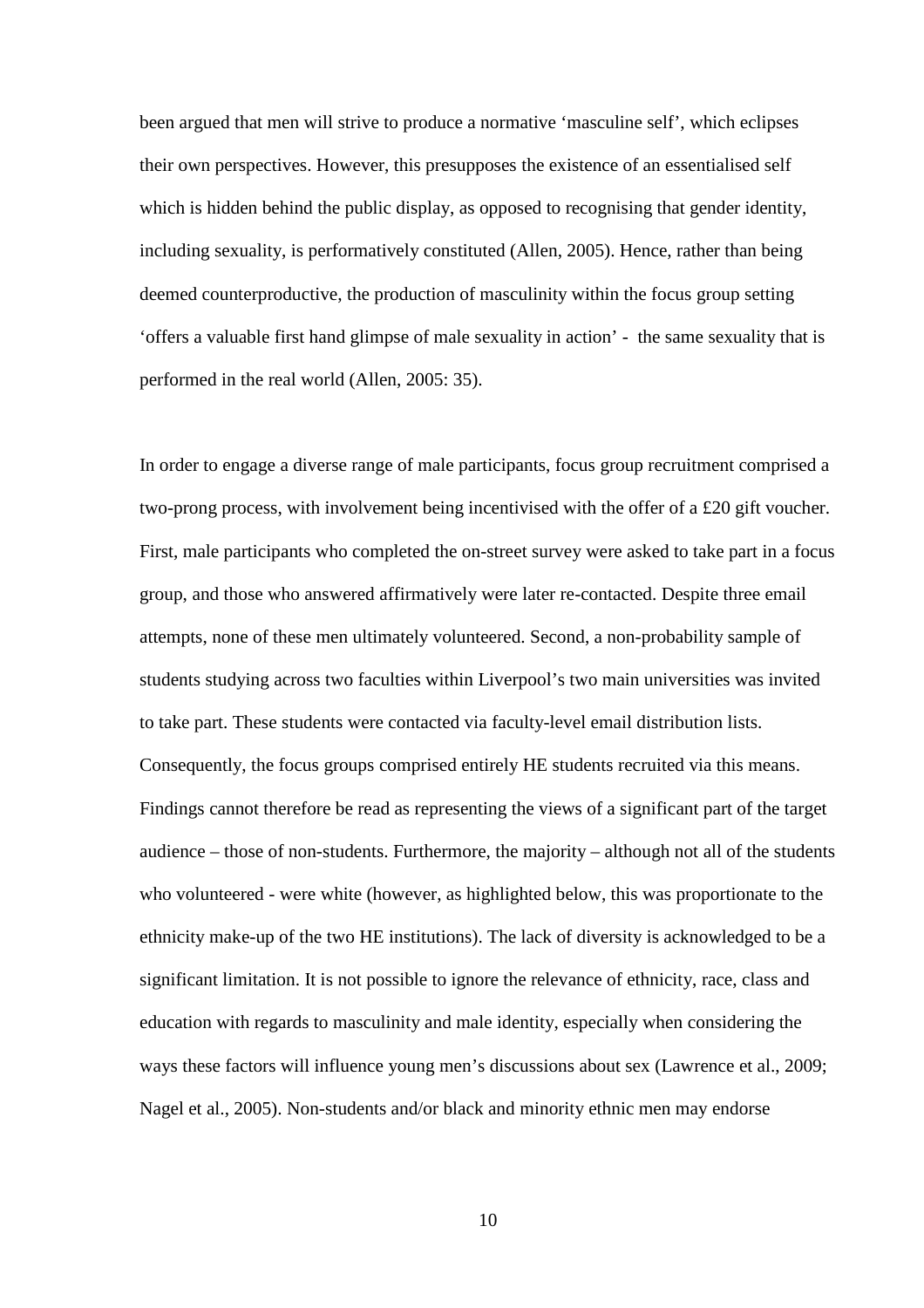been argued that men will strive to produce a normative 'masculine self', which eclipses their own perspectives. However, this presupposes the existence of an essentialised self which is hidden behind the public display, as opposed to recognising that gender identity, including sexuality, is performatively constituted (Allen, 2005). Hence, rather than being deemed counterproductive, the production of masculinity within the focus group setting 'offers a valuable first hand glimpse of male sexuality in action' - the same sexuality that is performed in the real world (Allen, 2005: 35).

In order to engage a diverse range of male participants, focus group recruitment comprised a two-prong process, with involvement being incentivised with the offer of a £20 gift voucher. First, male participants who completed the on-street survey were asked to take part in a focus group, and those who answered affirmatively were later re-contacted. Despite three email attempts, none of these men ultimately volunteered. Second, a non-probability sample of students studying across two faculties within Liverpool's two main universities was invited to take part. These students were contacted via faculty-level email distribution lists. Consequently, the focus groups comprised entirely HE students recruited via this means. Findings cannot therefore be read as representing the views of a significant part of the target audience – those of non-students. Furthermore, the majority – although not all of the students who volunteered - were white (however, as highlighted below, this was proportionate to the ethnicity make-up of the two HE institutions). The lack of diversity is acknowledged to be a significant limitation. It is not possible to ignore the relevance of ethnicity, race, class and education with regards to masculinity and male identity, especially when considering the ways these factors will influence young men's discussions about sex (Lawrence et al., 2009; Nagel et al., 2005). Non-students and/or black and minority ethnic men may endorse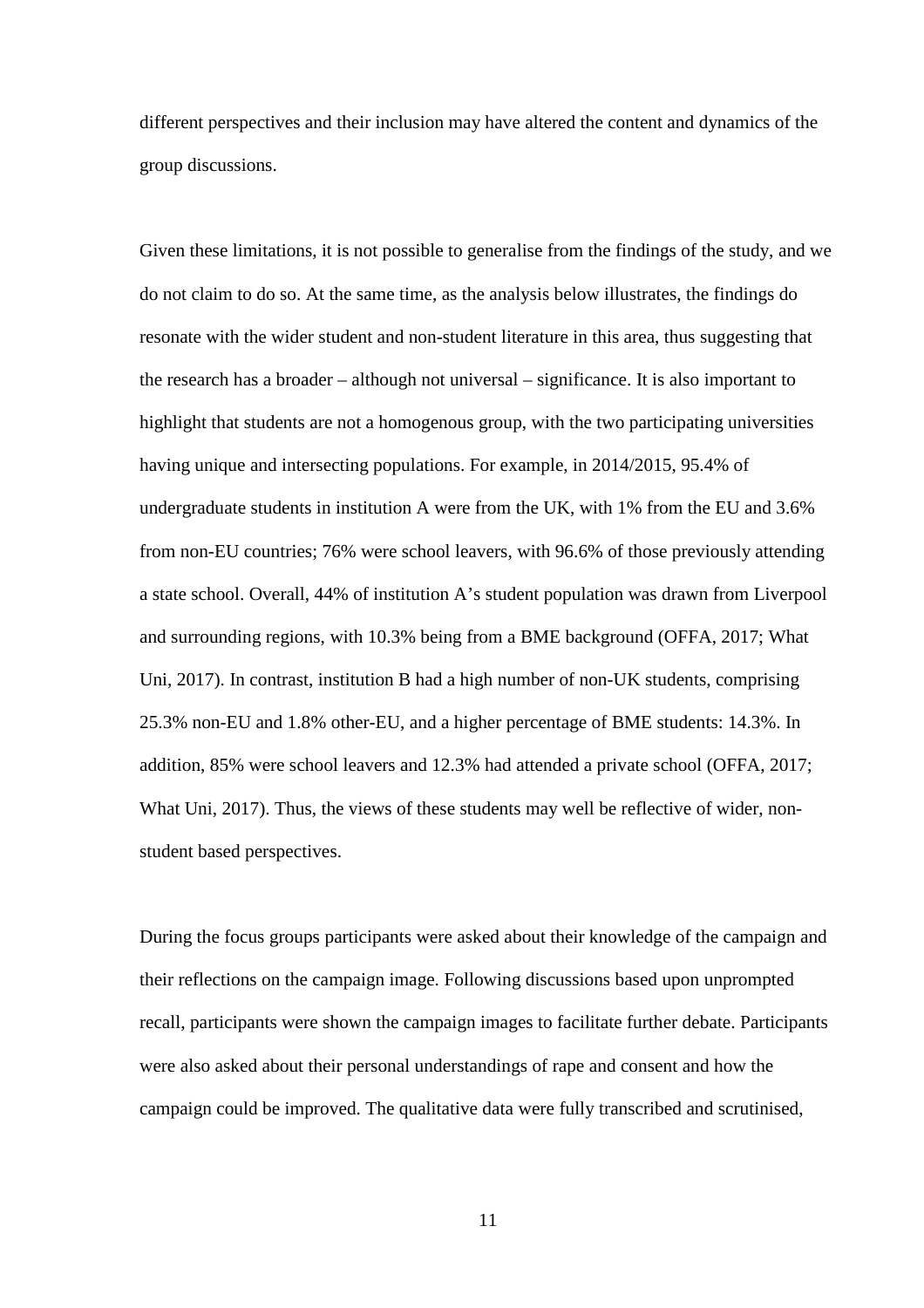different perspectives and their inclusion may have altered the content and dynamics of the group discussions.

Given these limitations, it is not possible to generalise from the findings of the study, and we do not claim to do so. At the same time, as the analysis below illustrates, the findings do resonate with the wider student and non-student literature in this area, thus suggesting that the research has a broader – although not universal – significance. It is also important to highlight that students are not a homogenous group, with the two participating universities having unique and intersecting populations. For example, in 2014/2015, 95.4% of undergraduate students in institution A were from the UK, with 1% from the EU and 3.6% from non-EU countries; 76% were school leavers, with 96.6% of those previously attending a state school. Overall, 44% of institution A's student population was drawn from Liverpool and surrounding regions, with 10.3% being from a BME background (OFFA, 2017; What Uni, 2017). In contrast, institution B had a high number of non-UK students, comprising 25.3% non-EU and 1.8% other-EU, and a higher percentage of BME students: 14.3%. In addition, 85% were school leavers and 12.3% had attended a private school (OFFA, 2017; What Uni, 2017). Thus, the views of these students may well be reflective of wider, non-student based perspectives.

During the focus groups participants were asked about their knowledge of the campaign and their reflections on the campaign image. Following discussions based upon unprompted recall, participants were shown the campaign images to facilitate further debate. Participants were also asked about their personal understandings of rape and consent and how the campaign could be improved. The qualitative data were fully transcribed and scrutinised,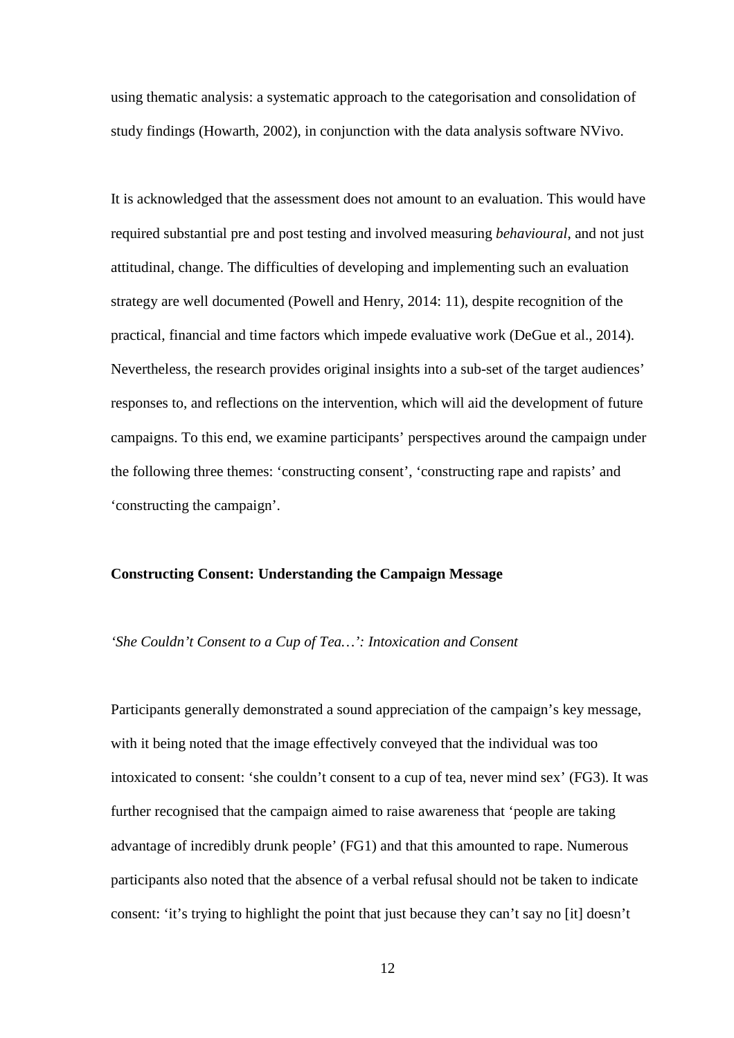using thematic analysis: a systematic approach to the categorisation and consolidation of study findings (Howarth, 2002), in conjunction with the data analysis software NVivo.

It is acknowledged that the assessment does not amount to an evaluation. This would have required substantial pre and post testing and involved measuring *behavioural*, and not just attitudinal, change. The difficulties of developing and implementing such an evaluation strategy are well documented (Powell and Henry, 2014: 11), despite recognition of the practical, financial and time factors which impede evaluative work (DeGue et al., 2014). Nevertheless, the research provides original insights into a sub-set of the target audiences' responses to, and reflections on the intervention, which will aid the development of future campaigns. To this end, we examine participants' perspectives around the campaign under the following three themes: 'constructing consent', 'constructing rape and rapists' and 'constructing the campaign'.

## Constructing Consent: Understanding the Campaign Message

### *'She Couldn't Consent to a Cup of Tea…': Intoxication and Consent*

Participants generally demonstrated a sound appreciation of the campaign's key message, with it being noted that the image effectively conveyed that the individual was too intoxicated to consent: 'she couldn't consent to a cup of tea, never mind sex' (FG3). It was further recognised that the campaign aimed to raise awareness that 'people are taking advantage of incredibly drunk people' (FG1) and that this amounted to rape. Numerous participants also noted that the absence of a verbal refusal should not be taken to indicate consent: 'it's trying to highlight the point that just because they can't say no [it] doesn't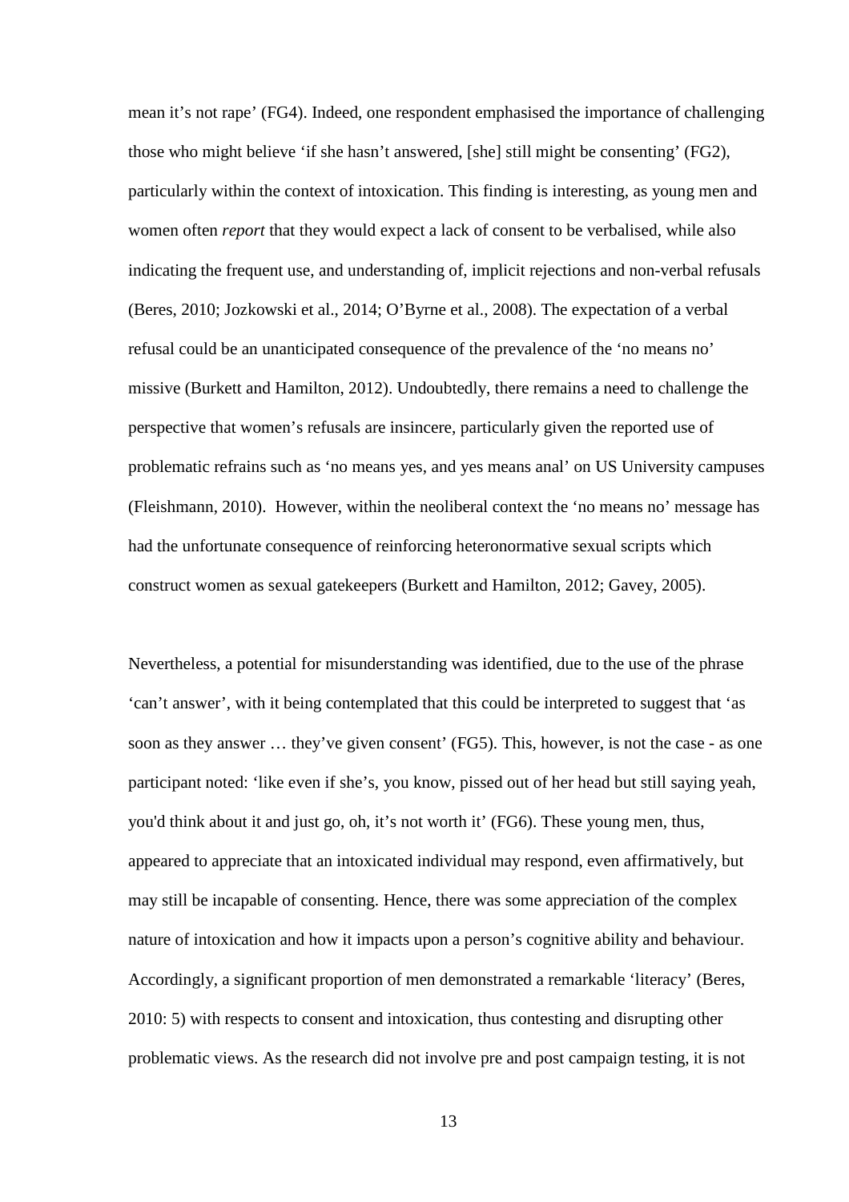mean it's not rape' (FG4). Indeed, one respondent emphasised the importance of challenging those who might believe 'if she hasn't answered, [she] still might be consenting' (FG2), particularly within the context of intoxication. This finding is interesting, as young men and women often *report* that they would expect a lack of consent to be verbalised, while also indicating the frequent use, and understanding of, implicit rejections and non-verbal refusals (Beres, 2010; Jozkowski et al., 2014; O'Byrne et al., 2008). The expectation of a verbal refusal could be an unanticipated consequence of the prevalence of the 'no means no' missive (Burkett and Hamilton, 2012). Undoubtedly, there remains a need to challenge the perspective that women's refusals are insincere, particularly given the reported use of problematic refrains such as 'no means yes, and yes means anal' on US University campuses (Fleishmann, 2010). However, within the neoliberal context the 'no means no' message has had the unfortunate consequence of reinforcing heteronormative sexual scripts which construct women as sexual gatekeepers (Burkett and Hamilton, 2012; Gavey, 2005).

Nevertheless, a potential for misunderstanding was identified, due to the use of the phrase 'can't answer', with it being contemplated that this could be interpreted to suggest that 'as soon as they answer … they've given consent' (FG5). This, however, is not the case - as one participant noted: 'like even if she's, you know, pissed out of her head but still saying yeah, you'd think about it and just go, oh, it's not worth it' (FG6). These young men, thus, appeared to appreciate that an intoxicated individual may respond, even affirmatively, but may still be incapable of consenting. Hence, there was some appreciation of the complex nature of intoxication and how it impacts upon a person's cognitive ability and behaviour. Accordingly, a significant proportion of men demonstrated a remarkable 'literacy' (Beres, 2010: 5) with respects to consent and intoxication, thus contesting and disrupting other problematic views. As the research did not involve pre and post campaign testing, it is not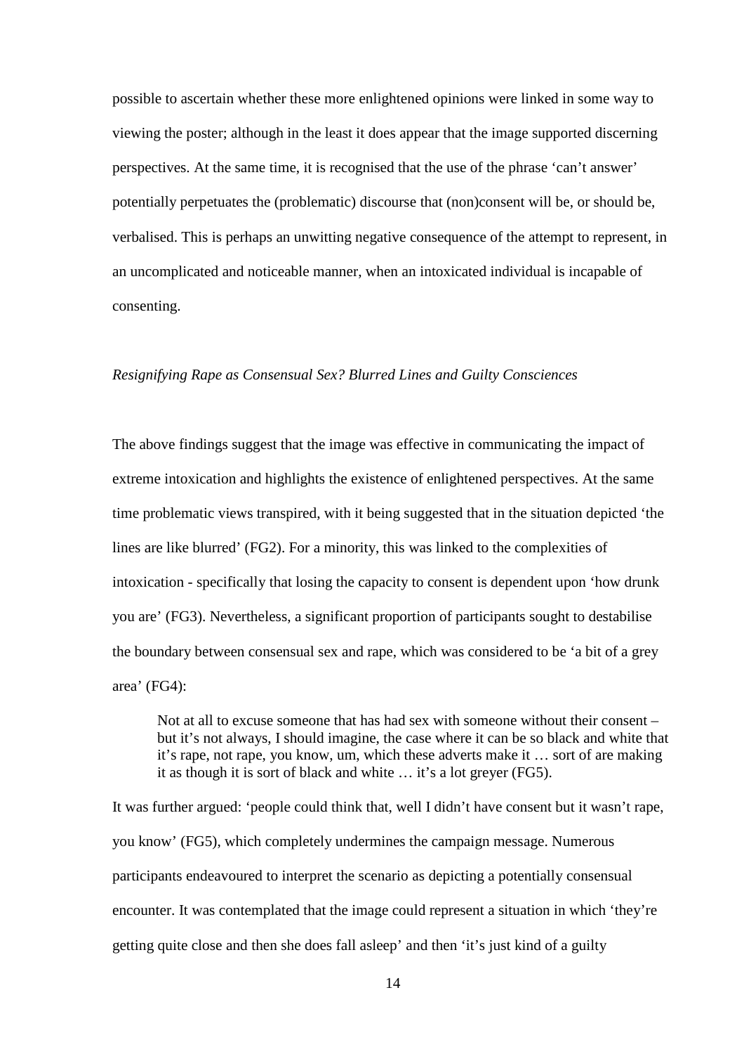possible to ascertain whether these more enlightened opinions were linked in some way to viewing the poster; although in the least it does appear that the image supported discerning perspectives. At the same time, it is recognised that the use of the phrase 'can't answer' potentially perpetuates the (problematic) discourse that (non)consent will be, or should be, verbalised. This is perhaps an unwitting negative consequence of the attempt to represent, in an uncomplicated and noticeable manner, when an intoxicated individual is incapable of consenting.

*Resignifying Rape as Consensual Sex? Blurred Lines and Guilty Consciences*

The above findings suggest that the image was effective in communicating the impact of extreme intoxication and highlights the existence of enlightened perspectives. At the same time problematic views transpired, with it being suggested that in the situation depicted 'the lines are like blurred' (FG2). For a minority, this was linked to the complexities of intoxication - specifically that losing the capacity to consent is dependent upon 'how drunk you are' (FG3). Nevertheless, a significant proportion of participants sought to destabilise the boundary between consensual sex and rape, which was considered to be 'a bit of a grey area' (FG4):

> Not at all to excuse someone that has had sex with someone without their consent – but it's not always, I should imagine, the case where it can be so black and white that it's rape, not rape, you know, um, which these adverts make it … sort of are making it as though it is sort of black and white … it's a lot greyer (FG5).

It was further argued: 'people could think that, well I didn't have consent but it wasn't rape, you know' (FG5), which completely undermines the campaign message. Numerous participants endeavoured to interpret the scenario as depicting a potentially consensual encounter. It was contemplated that the image could represent a situation in which 'they're getting quite close and then she does fall asleep' and then 'it's just kind of a guilty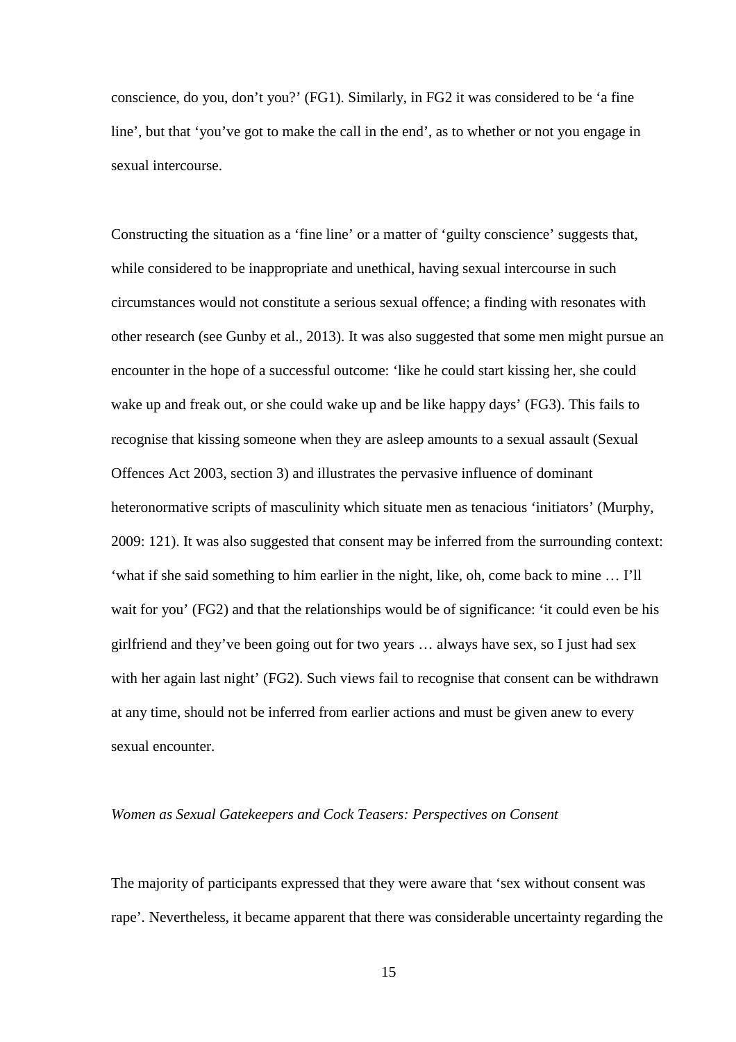conscience, do you, don't you?' (FG1). Similarly, in FG2 it was considered to be 'a fine line', but that 'you've got to make the call in the end', as to whether or not you engage in sexual intercourse.

Constructing the situation as a 'fine line' or a matter of 'guilty conscience' suggests that, while considered to be inappropriate and unethical, having sexual intercourse in such circumstances would not constitute a serious sexual offence; a finding with resonates with other research (see Gunby et al., 2013). It was also suggested that some men might pursue an encounter in the hope of a successful outcome: 'like he could start kissing her, she could wake up and freak out, or she could wake up and be like happy days' (FG3). This fails to recognise that kissing someone when they are asleep amounts to a sexual assault (Sexual Offences Act 2003, section 3) and illustrates the pervasive influence of dominant heteronormative scripts of masculinity which situate men as tenacious 'initiators' (Murphy, 2009: 121). It was also suggested that consent may be inferred from the surrounding context: 'what if she said something to him earlier in the night, like, oh, come back to mine … I'll wait for you' (FG2) and that the relationships would be of significance: 'it could even be his girlfriend and they've been going out for two years … always have sex, so I just had sex with her again last night' (FG2). Such views fail to recognise that consent can be withdrawn at any time, should not be inferred from earlier actions and must be given anew to every sexual encounter.

*Women as Sexual Gatekeepers and Cock Teasers: Perspectives on Consent*

The majority of participants expressed that they were aware that 'sex without consent was rape'. Nevertheless, it became apparent that there was considerable uncertainty regarding the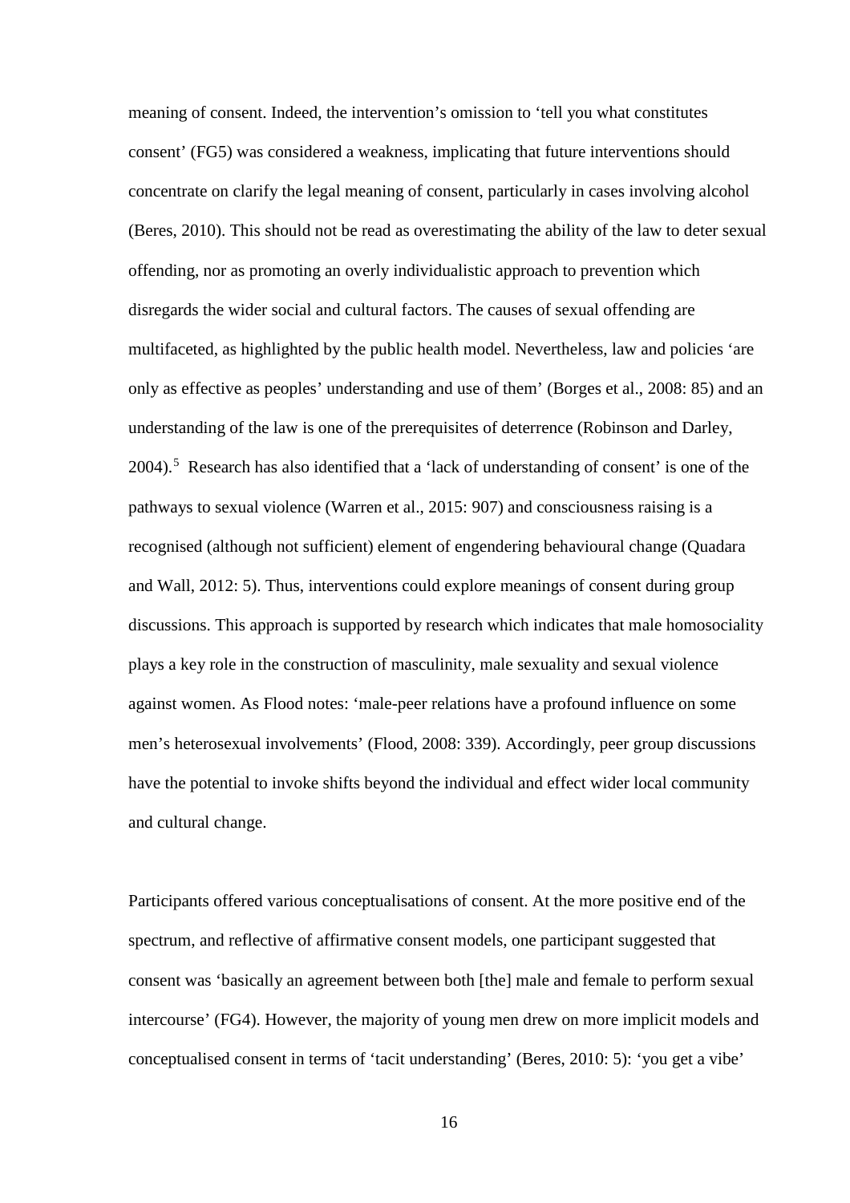meaning of consent. Indeed, the intervention's omission to 'tell you what constitutes consent' (FG5) was considered a weakness, implicating that future interventions should concentrate on clarify the legal meaning of consent, particularly in cases involving alcohol (Beres, 2010). This should not be read as overestimating the ability of the law to deter sexual offending, nor as promoting an overly individualistic approach to prevention which disregards the wider social and cultural factors. The causes of sexual offending are multifaceted, as highlighted by the public health model. Nevertheless, law and policies 'are only as effective as peoples' understanding and use of them' (Borges et al., 2008: 85) and an understanding of the law is one of the prerequisites of deterrence (Robinson and Darley, 2004).[5] Research has also identified that a 'lack of understanding of consent' is one of the pathways to sexual violence (Warren et al., 2015: 907) and consciousness raising is a recognised (although not sufficient) element of engendering behavioural change (Quadara and Wall, 2012: 5). Thus, interventions could explore meanings of consent during group discussions. This approach is supported by research which indicates that male homosociality plays a key role in the construction of masculinity, male sexuality and sexual violence against women. As Flood notes: 'male-peer relations have a profound influence on some men's heterosexual involvements' (Flood, 2008: 339). Accordingly, peer group discussions have the potential to invoke shifts beyond the individual and effect wider local community and cultural change.

Participants offered various conceptualisations of consent. At the more positive end of the spectrum, and reflective of affirmative consent models, one participant suggested that consent was 'basically an agreement between both [the] male and female to perform sexual intercourse' (FG4). However, the majority of young men drew on more implicit models and conceptualised consent in terms of 'tacit understanding' (Beres, 2010: 5): 'you get a vibe'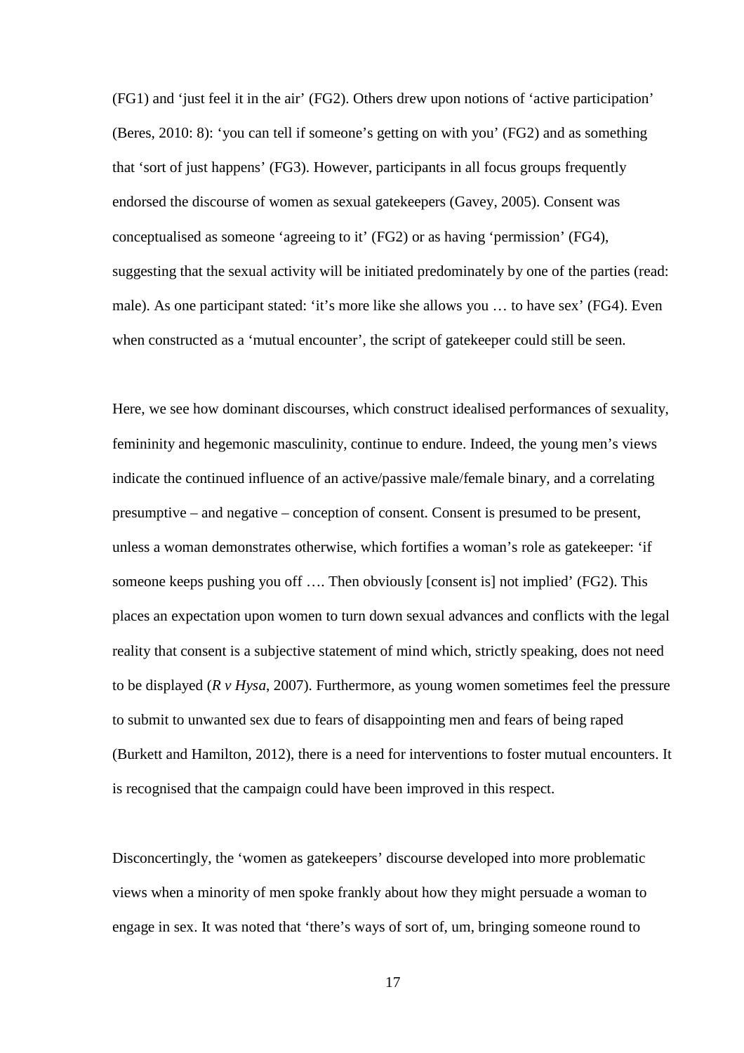(FG1) and 'just feel it in the air' (FG2). Others drew upon notions of 'active participation' (Beres, 2010: 8): 'you can tell if someone's getting on with you' (FG2) and as something that 'sort of just happens' (FG3). However, participants in all focus groups frequently endorsed the discourse of women as sexual gatekeepers (Gavey, 2005). Consent was conceptualised as someone 'agreeing to it' (FG2) or as having 'permission' (FG4), suggesting that the sexual activity will be initiated predominately by one of the parties (read: male). As one participant stated: 'it's more like she allows you … to have sex' (FG4). Even when constructed as a 'mutual encounter', the script of gatekeeper could still be seen.

Here, we see how dominant discourses, which construct idealised performances of sexuality, femininity and hegemonic masculinity, continue to endure. Indeed, the young men's views indicate the continued influence of an active/passive male/female binary, and a correlating presumptive – and negative – conception of consent. Consent is presumed to be present, unless a woman demonstrates otherwise, which fortifies a woman's role as gatekeeper: 'if someone keeps pushing you off …. Then obviously [consent is] not implied' (FG2). This places an expectation upon women to turn down sexual advances and conflicts with the legal reality that consent is a subjective statement of mind which, strictly speaking, does not need to be displayed (*R v Hysa*, 2007). Furthermore, as young women sometimes feel the pressure to submit to unwanted sex due to fears of disappointing men and fears of being raped (Burkett and Hamilton, 2012), there is a need for interventions to foster mutual encounters. It is recognised that the campaign could have been improved in this respect.

Disconcertingly, the 'women as gatekeepers' discourse developed into more problematic views when a minority of men spoke frankly about how they might persuade a woman to engage in sex. It was noted that 'there's ways of sort of, um, bringing someone round to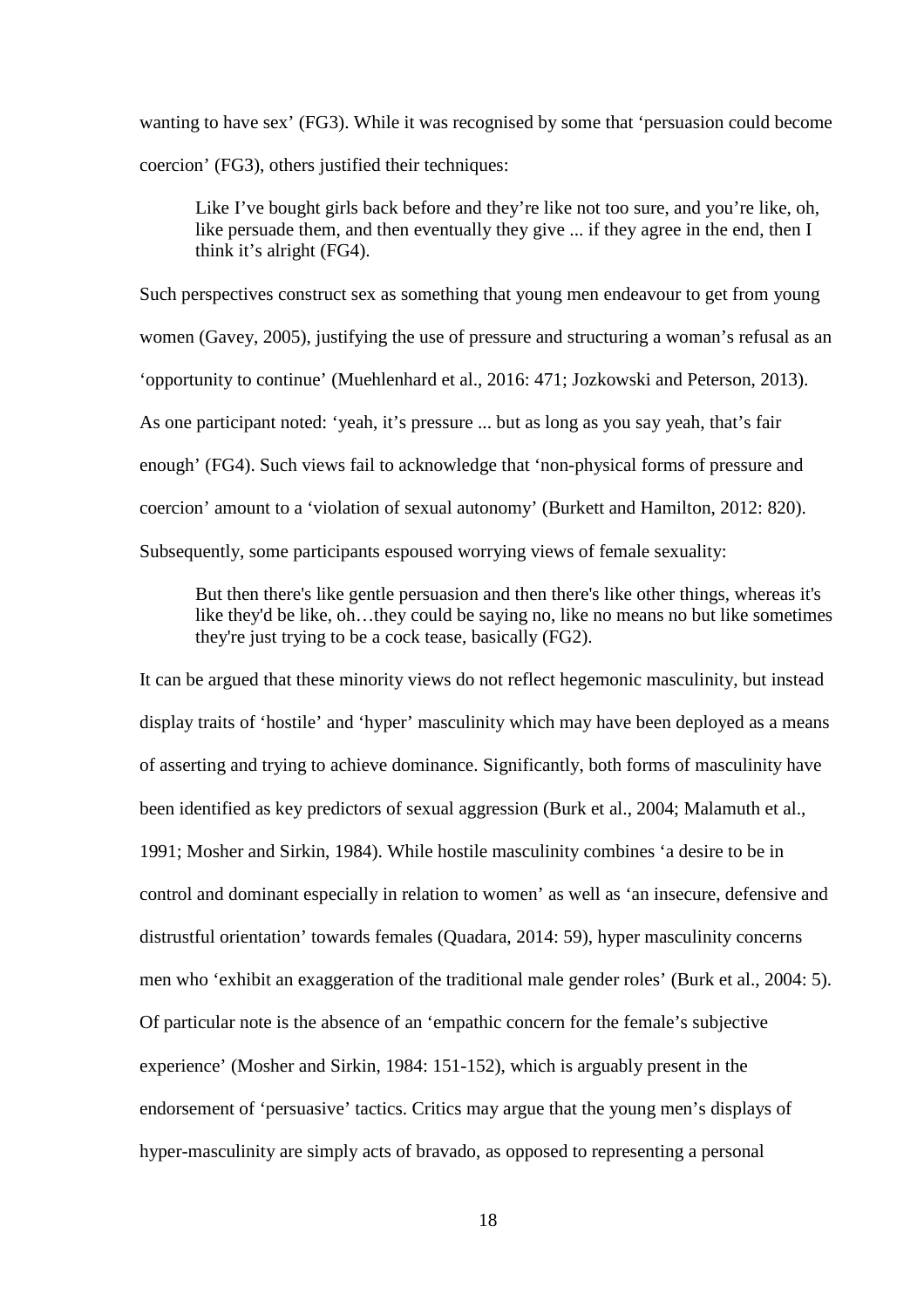wanting to have sex' (FG3). While it was recognised by some that 'persuasion could become coercion' (FG3), others justified their techniques:

> Like I've bought girls back before and they're like not too sure, and you're like, oh, like persuade them, and then eventually they give ... if they agree in the end, then I think it's alright (FG4).

Such perspectives construct sex as something that young men endeavour to get from young women (Gavey, 2005), justifying the use of pressure and structuring a woman's refusal as an 'opportunity to continue' (Muehlenhard et al., 2016: 471; Jozkowski and Peterson, 2013). As one participant noted: 'yeah, it's pressure ... but as long as you say yeah, that's fair enough' (FG4). Such views fail to acknowledge that 'non-physical forms of pressure and coercion' amount to a 'violation of sexual autonomy' (Burkett and Hamilton, 2012: 820). Subsequently, some participants espoused worrying views of female sexuality:

> But then there's like gentle persuasion and then there's like other things, whereas it's like they'd be like, oh…they could be saying no, like no means no but like sometimes they're just trying to be a cock tease, basically (FG2).

It can be argued that these minority views do not reflect hegemonic masculinity, but instead display traits of 'hostile' and 'hyper' masculinity which may have been deployed as a means of asserting and trying to achieve dominance. Significantly, both forms of masculinity have been identified as key predictors of sexual aggression (Burk et al., 2004; Malamuth et al., 1991; Mosher and Sirkin, 1984). While hostile masculinity combines 'a desire to be in control and dominant especially in relation to women' as well as 'an insecure, defensive and distrustful orientation' towards females (Quadara, 2014: 59), hyper masculinity concerns men who 'exhibit an exaggeration of the traditional male gender roles' (Burk et al., 2004: 5). Of particular note is the absence of an 'empathic concern for the female's subjective experience' (Mosher and Sirkin, 1984: 151-152), which is arguably present in the endorsement of 'persuasive' tactics. Critics may argue that the young men's displays of hyper-masculinity are simply acts of bravado, as opposed to representing a personal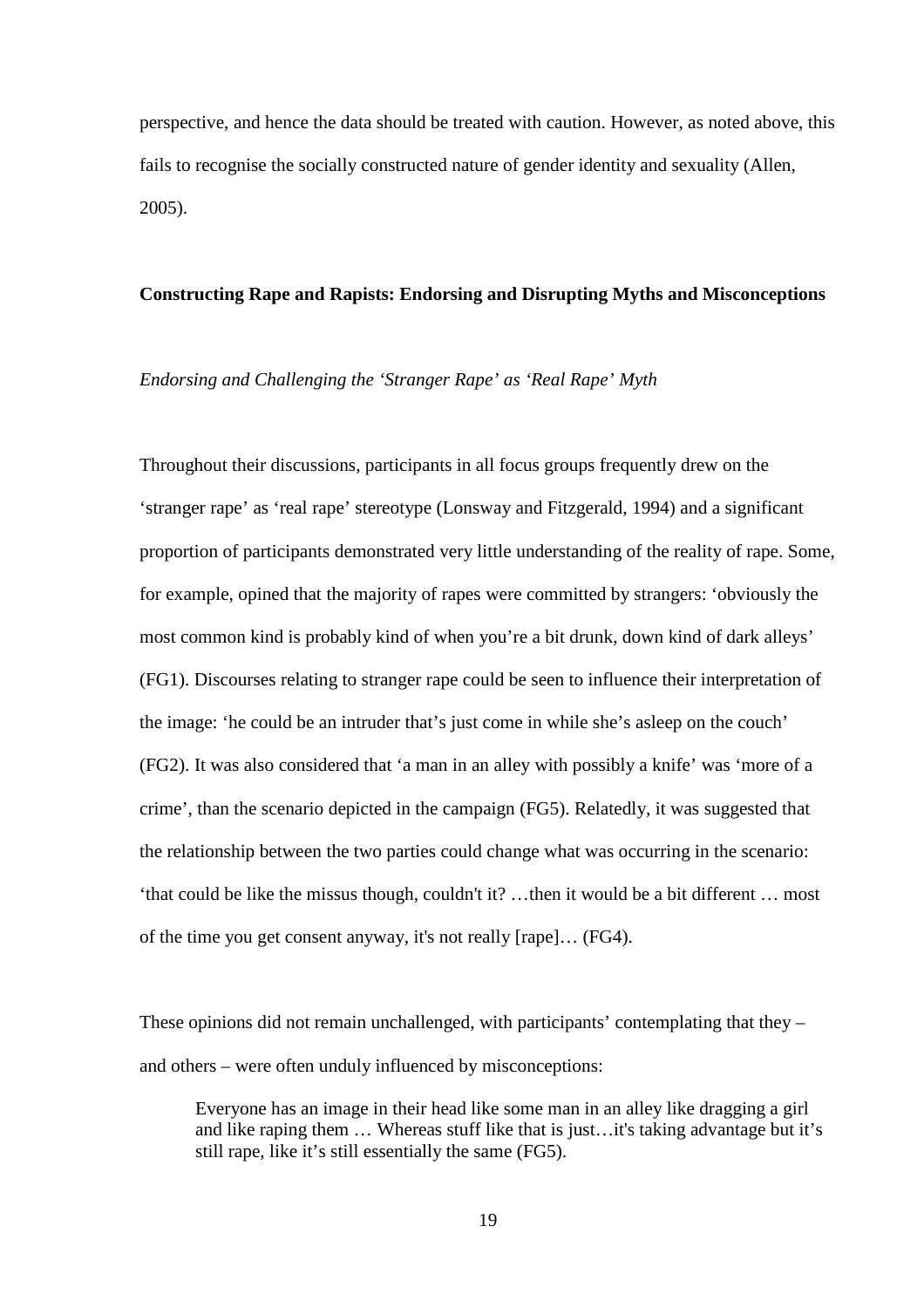perspective, and hence the data should be treated with caution. However, as noted above, this fails to recognise the socially constructed nature of gender identity and sexuality (Allen, 2005).

## Constructing Rape and Rapists: Endorsing and Disrupting Myths and Misconceptions

### *Endorsing and Challenging the 'Stranger Rape' as 'Real Rape' Myth*

Throughout their discussions, participants in all focus groups frequently drew on the 'stranger rape' as 'real rape' stereotype (Lonsway and Fitzgerald, 1994) and a significant proportion of participants demonstrated very little understanding of the reality of rape. Some, for example, opined that the majority of rapes were committed by strangers: 'obviously the most common kind is probably kind of when you're a bit drunk, down kind of dark alleys' (FG1). Discourses relating to stranger rape could be seen to influence their interpretation of the image: 'he could be an intruder that's just come in while she's asleep on the couch' (FG2). It was also considered that 'a man in an alley with possibly a knife' was 'more of a crime', than the scenario depicted in the campaign (FG5). Relatedly, it was suggested that the relationship between the two parties could change what was occurring in the scenario: 'that could be like the missus though, couldn't it? …then it would be a bit different … most of the time you get consent anyway, it's not really [rape]… (FG4).

These opinions did not remain unchallenged, with participants' contemplating that they – and others – were often unduly influenced by misconceptions:

> Everyone has an image in their head like some man in an alley like dragging a girl and like raping them … Whereas stuff like that is just…it's taking advantage but it's still rape, like it's still essentially the same (FG5).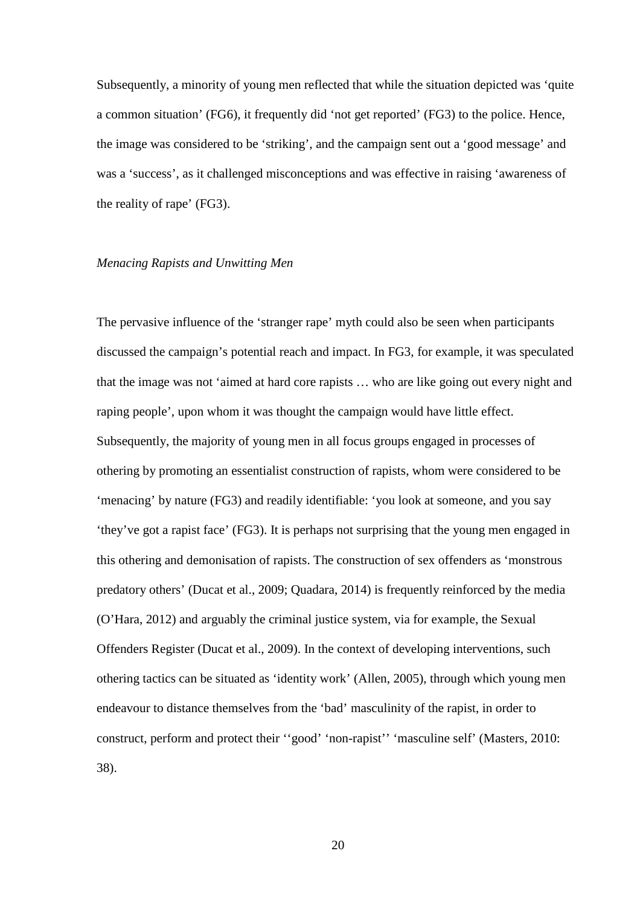Subsequently, a minority of young men reflected that while the situation depicted was 'quite a common situation' (FG6), it frequently did 'not get reported' (FG3) to the police. Hence, the image was considered to be 'striking', and the campaign sent out a 'good message' and was a 'success', as it challenged misconceptions and was effective in raising 'awareness of the reality of rape' (FG3).

*Menacing Rapists and Unwitting Men*

The pervasive influence of the 'stranger rape' myth could also be seen when participants discussed the campaign's potential reach and impact. In FG3, for example, it was speculated that the image was not 'aimed at hard core rapists … who are like going out every night and raping people', upon whom it was thought the campaign would have little effect. Subsequently, the majority of young men in all focus groups engaged in processes of othering by promoting an essentialist construction of rapists, whom were considered to be 'menacing' by nature (FG3) and readily identifiable: 'you look at someone, and you say 'they've got a rapist face' (FG3). It is perhaps not surprising that the young men engaged in this othering and demonisation of rapists. The construction of sex offenders as 'monstrous predatory others' (Ducat et al., 2009; Quadara, 2014) is frequently reinforced by the media (O'Hara, 2012) and arguably the criminal justice system, via for example, the Sexual Offenders Register (Ducat et al., 2009). In the context of developing interventions, such othering tactics can be situated as 'identity work' (Allen, 2005), through which young men endeavour to distance themselves from the 'bad' masculinity of the rapist, in order to construct, perform and protect their ''good' 'non-rapist'' 'masculine self' (Masters, 2010: 38).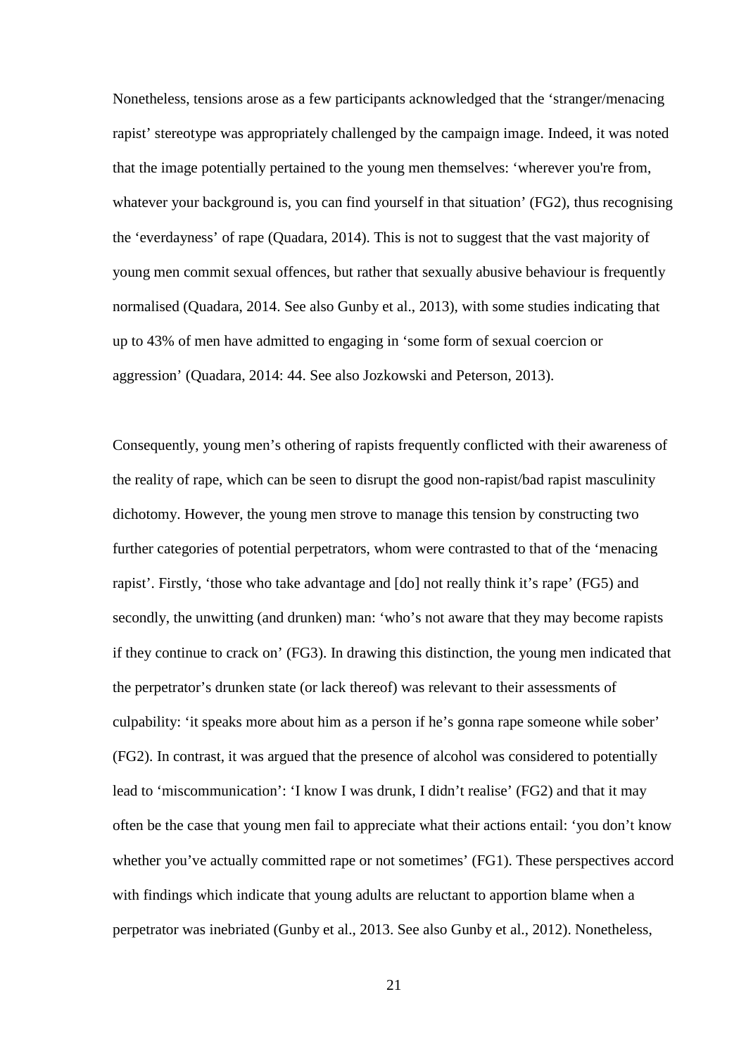Nonetheless, tensions arose as a few participants acknowledged that the 'stranger/menacing rapist' stereotype was appropriately challenged by the campaign image. Indeed, it was noted that the image potentially pertained to the young men themselves: 'wherever you're from, whatever your background is, you can find yourself in that situation' (FG2), thus recognising the 'everdayness' of rape (Quadara, 2014). This is not to suggest that the vast majority of young men commit sexual offences, but rather that sexually abusive behaviour is frequently normalised (Quadara, 2014. See also Gunby et al., 2013), with some studies indicating that up to 43% of men have admitted to engaging in 'some form of sexual coercion or aggression' (Quadara, 2014: 44. See also Jozkowski and Peterson, 2013).

Consequently, young men's othering of rapists frequently conflicted with their awareness of the reality of rape, which can be seen to disrupt the good non-rapist/bad rapist masculinity dichotomy. However, the young men strove to manage this tension by constructing two further categories of potential perpetrators, whom were contrasted to that of the 'menacing rapist'. Firstly, 'those who take advantage and [do] not really think it's rape' (FG5) and secondly, the unwitting (and drunken) man: 'who's not aware that they may become rapists if they continue to crack on' (FG3). In drawing this distinction, the young men indicated that the perpetrator's drunken state (or lack thereof) was relevant to their assessments of culpability: 'it speaks more about him as a person if he's gonna rape someone while sober' (FG2). In contrast, it was argued that the presence of alcohol was considered to potentially lead to 'miscommunication': 'I know I was drunk, I didn't realise' (FG2) and that it may often be the case that young men fail to appreciate what their actions entail: 'you don't know whether you've actually committed rape or not sometimes' (FG1). These perspectives accord with findings which indicate that young adults are reluctant to apportion blame when a perpetrator was inebriated (Gunby et al., 2013. See also Gunby et al., 2012). Nonetheless,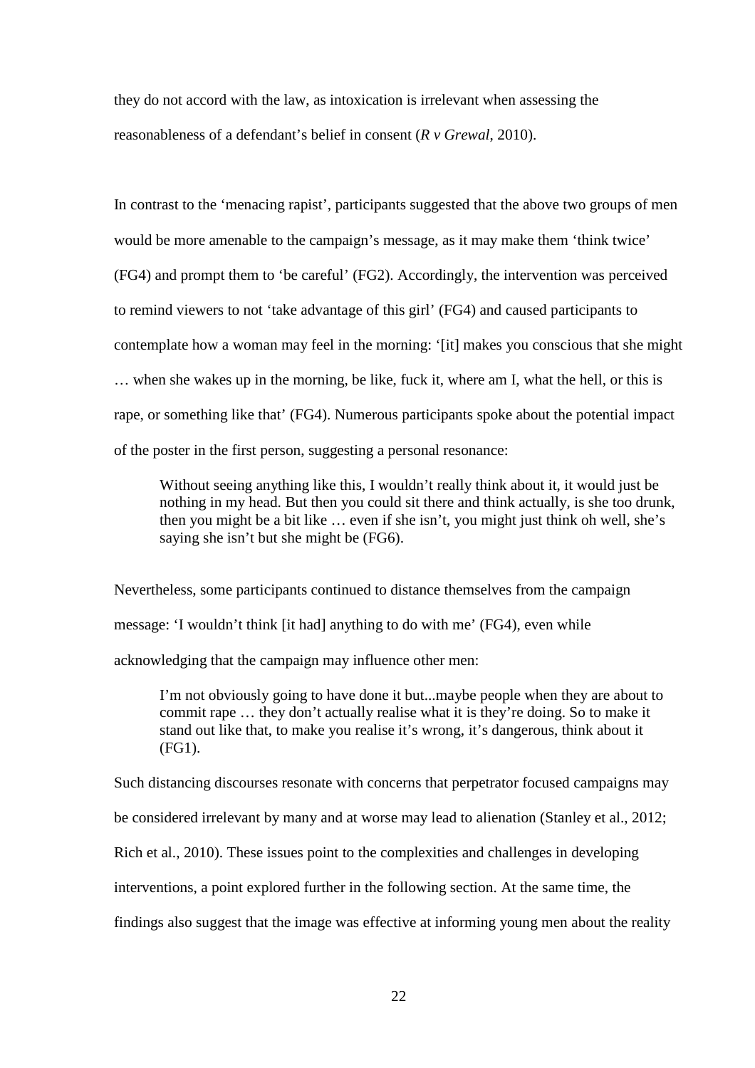they do not accord with the law, as intoxication is irrelevant when assessing the reasonableness of a defendant's belief in consent (*R v Grewal*, 2010).

In contrast to the 'menacing rapist', participants suggested that the above two groups of men would be more amenable to the campaign's message, as it may make them 'think twice' (FG4) and prompt them to 'be careful' (FG2). Accordingly, the intervention was perceived to remind viewers to not 'take advantage of this girl' (FG4) and caused participants to contemplate how a woman may feel in the morning: '[it] makes you conscious that she might … when she wakes up in the morning, be like, fuck it, where am I, what the hell, or this is rape, or something like that' (FG4). Numerous participants spoke about the potential impact of the poster in the first person, suggesting a personal resonance:

> Without seeing anything like this, I wouldn't really think about it, it would just be nothing in my head. But then you could sit there and think actually, is she too drunk, then you might be a bit like … even if she isn't, you might just think oh well, she's saying she isn't but she might be (FG6).

Nevertheless, some participants continued to distance themselves from the campaign message: 'I wouldn't think [it had] anything to do with me' (FG4), even while acknowledging that the campaign may influence other men:

> I'm not obviously going to have done it but...maybe people when they are about to commit rape … they don't actually realise what it is they're doing. So to make it stand out like that, to make you realise it's wrong, it's dangerous, think about it (FG1).

Such distancing discourses resonate with concerns that perpetrator focused campaigns may be considered irrelevant by many and at worse may lead to alienation (Stanley et al., 2012; Rich et al., 2010). These issues point to the complexities and challenges in developing interventions, a point explored further in the following section. At the same time, the findings also suggest that the image was effective at informing young men about the reality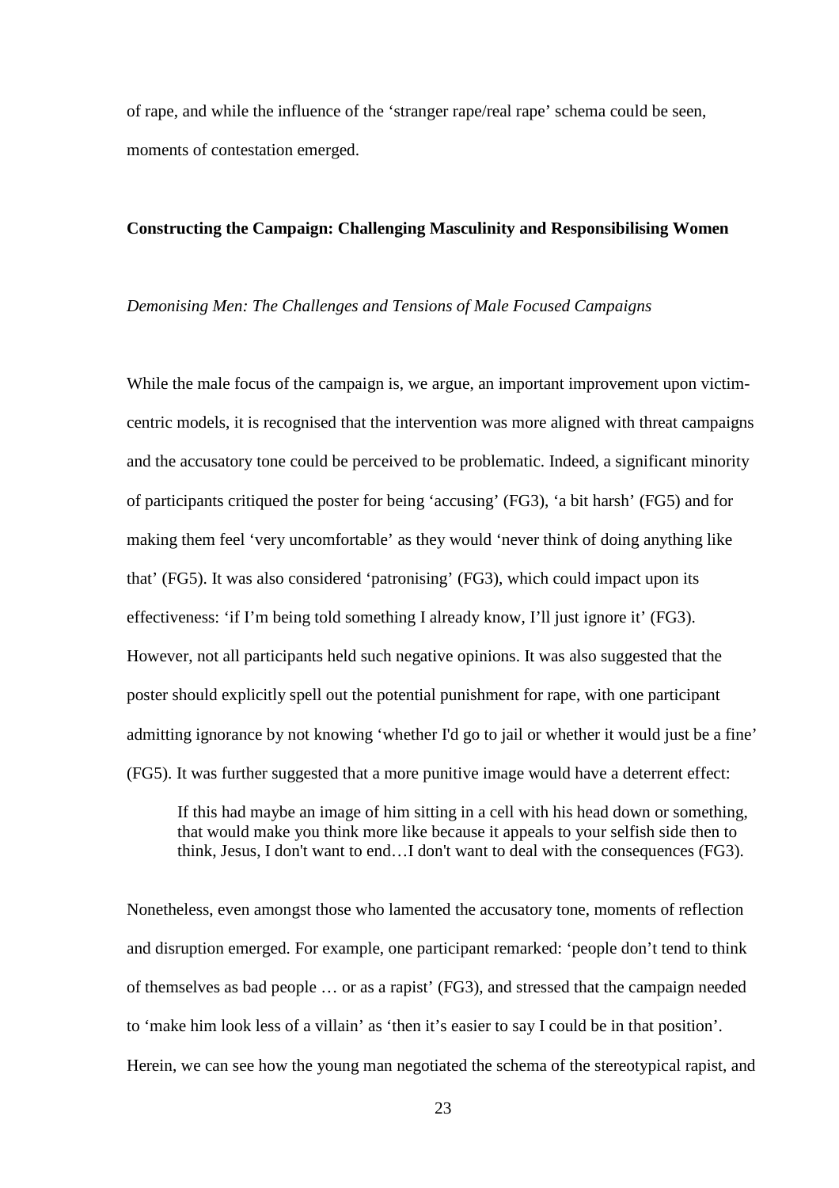of rape, and while the influence of the 'stranger rape/real rape' schema could be seen, moments of contestation emerged.

## Constructing the Campaign: Challenging Masculinity and Responsibilising Women

### *Demonising Men: The Challenges and Tensions of Male Focused Campaigns*

While the male focus of the campaign is, we argue, an important improvement upon victim-centric models, it is recognised that the intervention was more aligned with threat campaigns and the accusatory tone could be perceived to be problematic. Indeed, a significant minority of participants critiqued the poster for being 'accusing' (FG3), 'a bit harsh' (FG5) and for making them feel 'very uncomfortable' as they would 'never think of doing anything like that' (FG5). It was also considered 'patronising' (FG3), which could impact upon its effectiveness: 'if I'm being told something I already know, I'll just ignore it' (FG3). However, not all participants held such negative opinions. It was also suggested that the poster should explicitly spell out the potential punishment for rape, with one participant admitting ignorance by not knowing 'whether I'd go to jail or whether it would just be a fine' (FG5). It was further suggested that a more punitive image would have a deterrent effect:

> If this had maybe an image of him sitting in a cell with his head down or something, that would make you think more like because it appeals to your selfish side then to think, Jesus, I don't want to end…I don't want to deal with the consequences (FG3).

Nonetheless, even amongst those who lamented the accusatory tone, moments of reflection and disruption emerged. For example, one participant remarked: 'people don't tend to think of themselves as bad people … or as a rapist' (FG3), and stressed that the campaign needed to 'make him look less of a villain' as 'then it's easier to say I could be in that position'. Herein, we can see how the young man negotiated the schema of the stereotypical rapist, and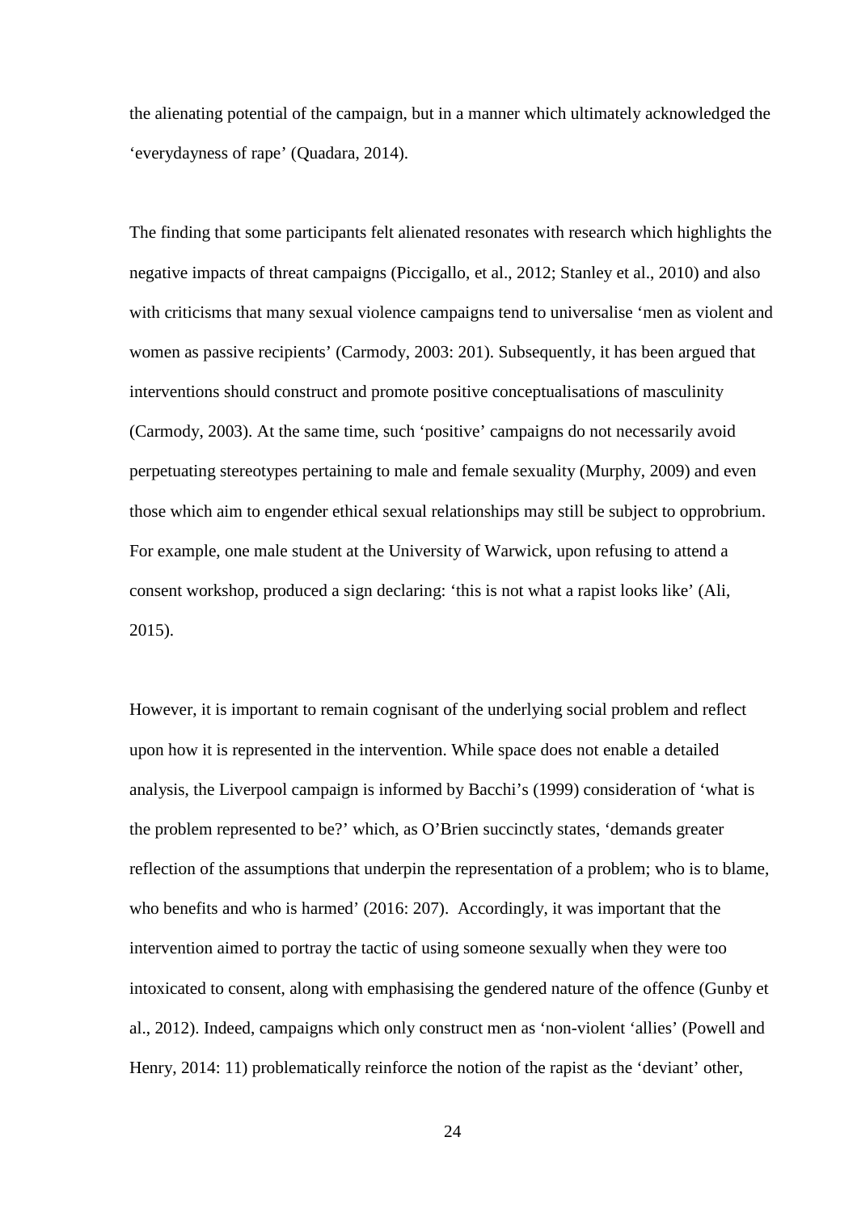the alienating potential of the campaign, but in a manner which ultimately acknowledged the 'everydayness of rape' (Quadara, 2014).

The finding that some participants felt alienated resonates with research which highlights the negative impacts of threat campaigns (Piccigallo, et al., 2012; Stanley et al., 2010) and also with criticisms that many sexual violence campaigns tend to universalise 'men as violent and women as passive recipients' (Carmody, 2003: 201). Subsequently, it has been argued that interventions should construct and promote positive conceptualisations of masculinity (Carmody, 2003). At the same time, such 'positive' campaigns do not necessarily avoid perpetuating stereotypes pertaining to male and female sexuality (Murphy, 2009) and even those which aim to engender ethical sexual relationships may still be subject to opprobrium. For example, one male student at the University of Warwick, upon refusing to attend a consent workshop, produced a sign declaring: 'this is not what a rapist looks like' (Ali, 2015).

However, it is important to remain cognisant of the underlying social problem and reflect upon how it is represented in the intervention. While space does not enable a detailed analysis, the Liverpool campaign is informed by Bacchi's (1999) consideration of 'what is the problem represented to be?' which, as O'Brien succinctly states, 'demands greater reflection of the assumptions that underpin the representation of a problem; who is to blame, who benefits and who is harmed' (2016: 207). Accordingly, it was important that the intervention aimed to portray the tactic of using someone sexually when they were too intoxicated to consent, along with emphasising the gendered nature of the offence (Gunby et al., 2012). Indeed, campaigns which only construct men as 'non-violent 'allies' (Powell and Henry, 2014: 11) problematically reinforce the notion of the rapist as the 'deviant' other,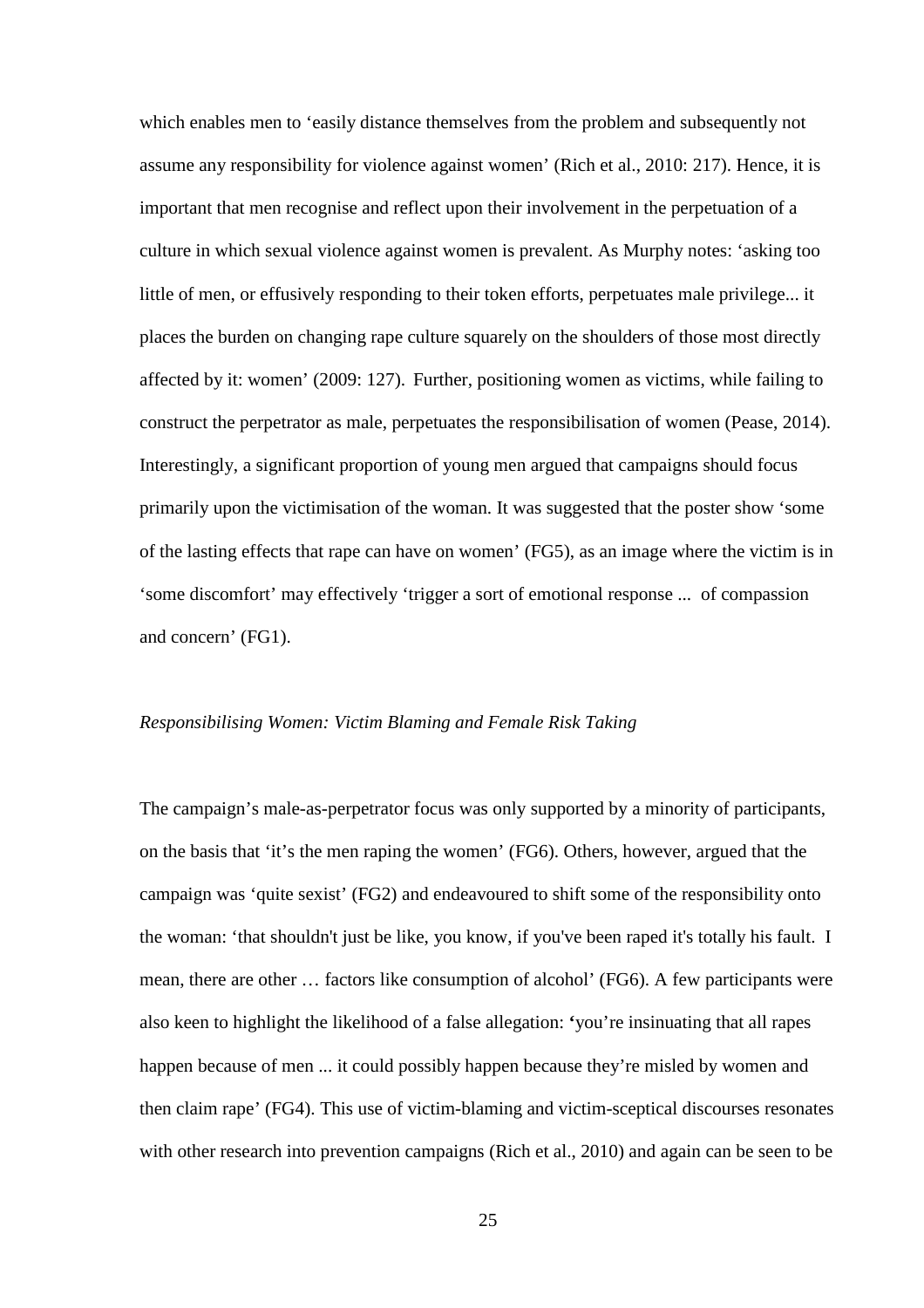which enables men to 'easily distance themselves from the problem and subsequently not assume any responsibility for violence against women' (Rich et al., 2010: 217). Hence, it is important that men recognise and reflect upon their involvement in the perpetuation of a culture in which sexual violence against women is prevalent. As Murphy notes: 'asking too little of men, or effusively responding to their token efforts, perpetuates male privilege... it places the burden on changing rape culture squarely on the shoulders of those most directly affected by it: women' (2009: 127). Further, positioning women as victims, while failing to construct the perpetrator as male, perpetuates the responsibilisation of women (Pease, 2014). Interestingly, a significant proportion of young men argued that campaigns should focus primarily upon the victimisation of the woman. It was suggested that the poster show 'some of the lasting effects that rape can have on women' (FG5), as an image where the victim is in 'some discomfort' may effectively 'trigger a sort of emotional response ... of compassion and concern' (FG1).

*Responsibilising Women: Victim Blaming and Female Risk Taking*

The campaign's male-as-perpetrator focus was only supported by a minority of participants, on the basis that 'it's the men raping the women' (FG6). Others, however, argued that the campaign was 'quite sexist' (FG2) and endeavoured to shift some of the responsibility onto the woman: 'that shouldn't just be like, you know, if you've been raped it's totally his fault. I mean, there are other … factors like consumption of alcohol' (FG6). A few participants were also keen to highlight the likelihood of a false allegation: 'you're insinuating that all rapes happen because of men ... it could possibly happen because they're misled by women and then claim rape' (FG4). This use of victim-blaming and victim-sceptical discourses resonates with other research into prevention campaigns (Rich et al., 2010) and again can be seen to be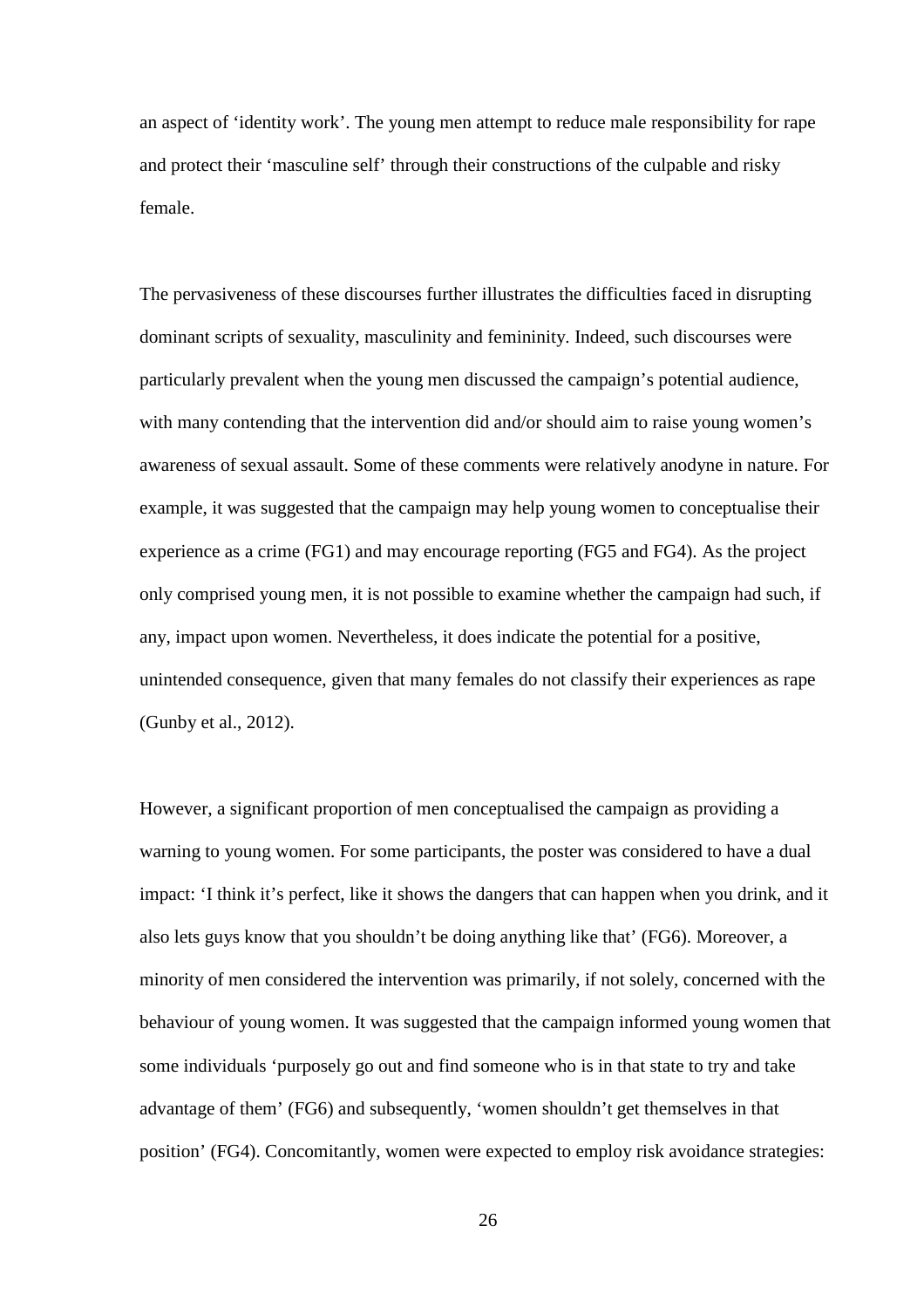an aspect of 'identity work'. The young men attempt to reduce male responsibility for rape and protect their 'masculine self' through their constructions of the culpable and risky female.

The pervasiveness of these discourses further illustrates the difficulties faced in disrupting dominant scripts of sexuality, masculinity and femininity. Indeed, such discourses were particularly prevalent when the young men discussed the campaign's potential audience, with many contending that the intervention did and/or should aim to raise young women's awareness of sexual assault. Some of these comments were relatively anodyne in nature. For example, it was suggested that the campaign may help young women to conceptualise their experience as a crime (FG1) and may encourage reporting (FG5 and FG4). As the project only comprised young men, it is not possible to examine whether the campaign had such, if any, impact upon women. Nevertheless, it does indicate the potential for a positive, unintended consequence, given that many females do not classify their experiences as rape (Gunby et al., 2012).

However, a significant proportion of men conceptualised the campaign as providing a warning to young women. For some participants, the poster was considered to have a dual impact: 'I think it's perfect, like it shows the dangers that can happen when you drink, and it also lets guys know that you shouldn't be doing anything like that' (FG6). Moreover, a minority of men considered the intervention was primarily, if not solely, concerned with the behaviour of young women. It was suggested that the campaign informed young women that some individuals 'purposely go out and find someone who is in that state to try and take advantage of them' (FG6) and subsequently, 'women shouldn't get themselves in that position' (FG4). Concomitantly, women were expected to employ risk avoidance strategies: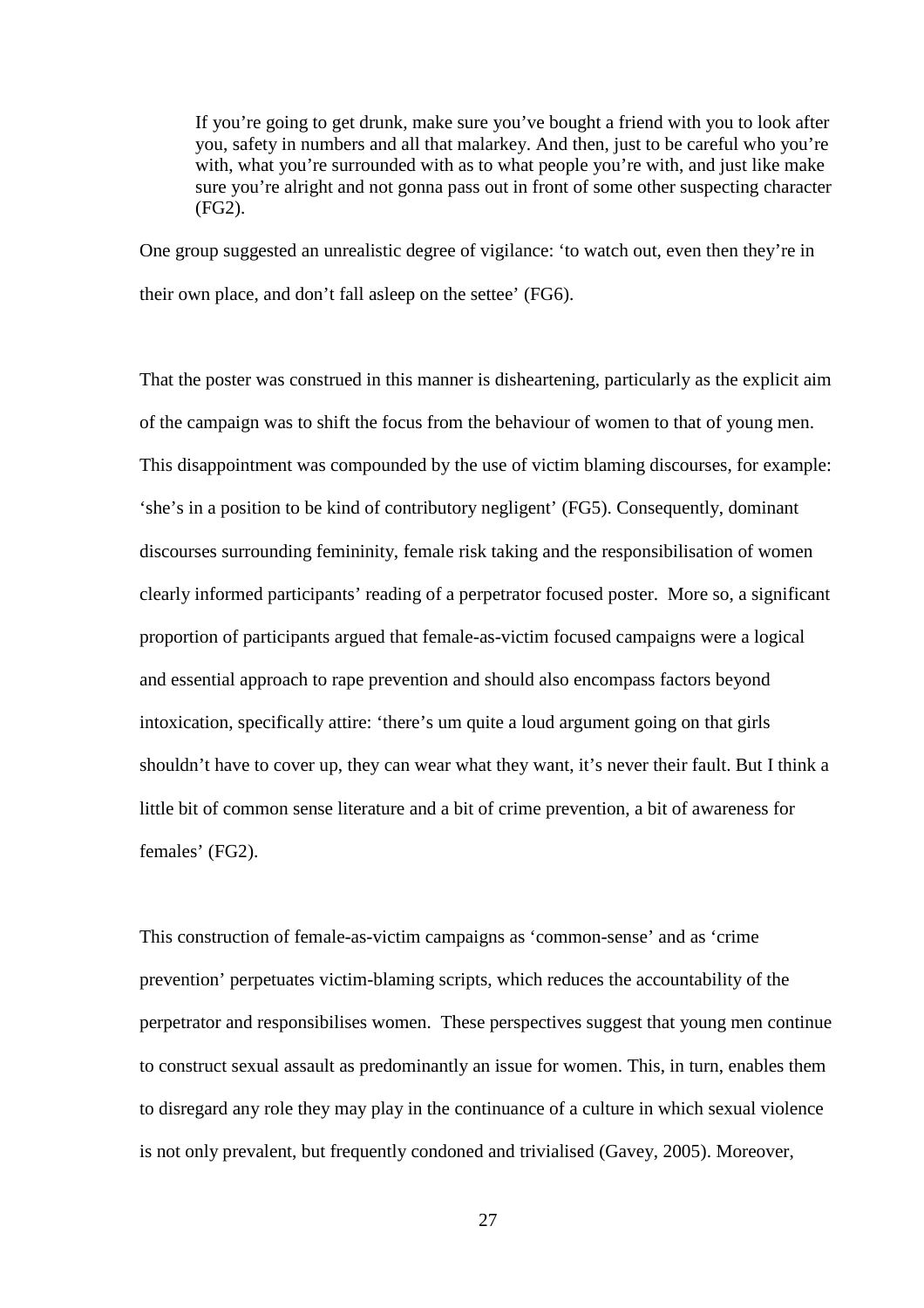> If you're going to get drunk, make sure you've bought a friend with you to look after you, safety in numbers and all that malarkey. And then, just to be careful who you're with, what you're surrounded with as to what people you're with, and just like make sure you're alright and not gonna pass out in front of some other suspecting character (FG2).

One group suggested an unrealistic degree of vigilance: 'to watch out, even then they're in their own place, and don't fall asleep on the settee' (FG6).

That the poster was construed in this manner is disheartening, particularly as the explicit aim of the campaign was to shift the focus from the behaviour of women to that of young men. This disappointment was compounded by the use of victim blaming discourses, for example: 'she's in a position to be kind of contributory negligent' (FG5). Consequently, dominant discourses surrounding femininity, female risk taking and the responsibilisation of women clearly informed participants' reading of a perpetrator focused poster. More so, a significant proportion of participants argued that female-as-victim focused campaigns were a logical and essential approach to rape prevention and should also encompass factors beyond intoxication, specifically attire: 'there's um quite a loud argument going on that girls shouldn't have to cover up, they can wear what they want, it's never their fault. But I think a little bit of common sense literature and a bit of crime prevention, a bit of awareness for females' (FG2).

This construction of female-as-victim campaigns as 'common-sense' and as 'crime prevention' perpetuates victim-blaming scripts, which reduces the accountability of the perpetrator and responsibilises women. These perspectives suggest that young men continue to construct sexual assault as predominantly an issue for women. This, in turn, enables them to disregard any role they may play in the continuance of a culture in which sexual violence is not only prevalent, but frequently condoned and trivialised (Gavey, 2005). Moreover,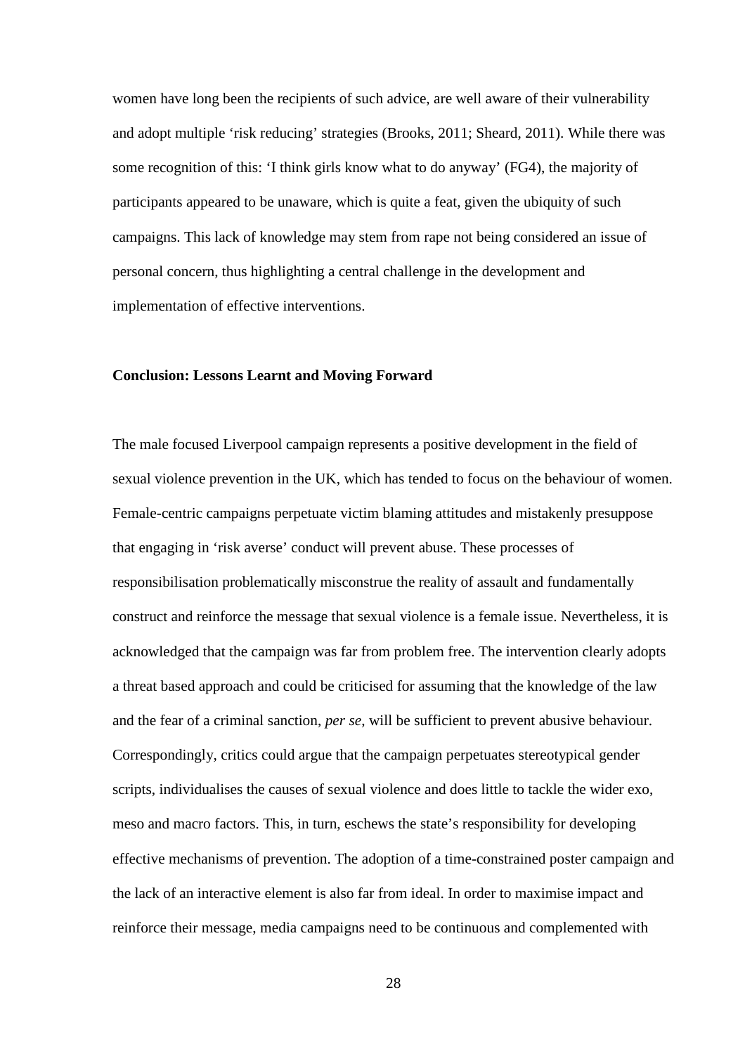women have long been the recipients of such advice, are well aware of their vulnerability and adopt multiple 'risk reducing' strategies (Brooks, 2011; Sheard, 2011). While there was some recognition of this: 'I think girls know what to do anyway' (FG4), the majority of participants appeared to be unaware, which is quite a feat, given the ubiquity of such campaigns. This lack of knowledge may stem from rape not being considered an issue of personal concern, thus highlighting a central challenge in the development and implementation of effective interventions.

**Conclusion: Lessons Learnt and Moving Forward**

The male focused Liverpool campaign represents a positive development in the field of sexual violence prevention in the UK, which has tended to focus on the behaviour of women. Female-centric campaigns perpetuate victim blaming attitudes and mistakenly presuppose that engaging in 'risk averse' conduct will prevent abuse. These processes of responsibilisation problematically misconstrue the reality of assault and fundamentally construct and reinforce the message that sexual violence is a female issue. Nevertheless, it is acknowledged that the campaign was far from problem free. The intervention clearly adopts a threat based approach and could be criticised for assuming that the knowledge of the law and the fear of a criminal sanction, *per se*, will be sufficient to prevent abusive behaviour. Correspondingly, critics could argue that the campaign perpetuates stereotypical gender scripts, individualises the causes of sexual violence and does little to tackle the wider exo, meso and macro factors. This, in turn, eschews the state's responsibility for developing effective mechanisms of prevention. The adoption of a time-constrained poster campaign and the lack of an interactive element is also far from ideal. In order to maximise impact and reinforce their message, media campaigns need to be continuous and complemented with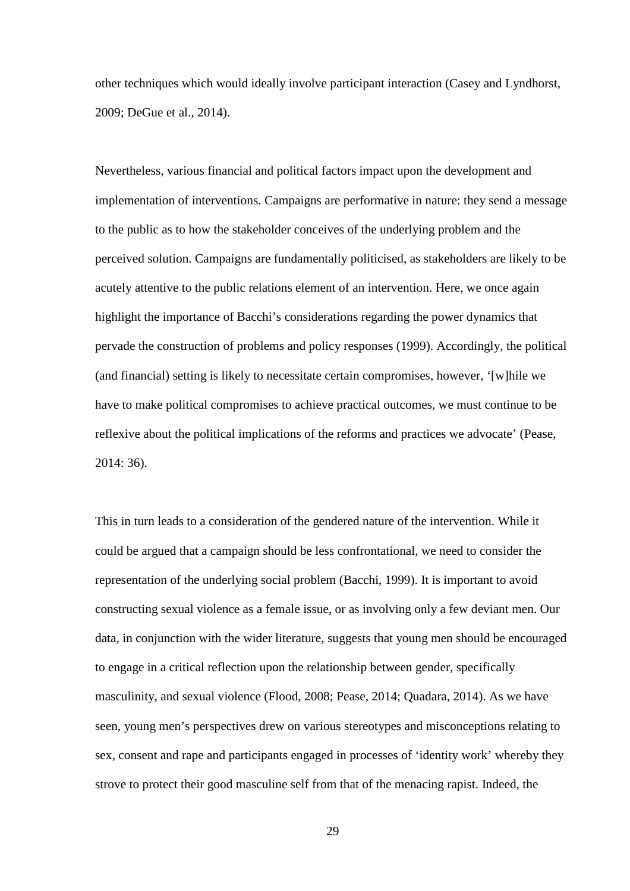other techniques which would ideally involve participant interaction (Casey and Lyndhorst, 2009; DeGue et al., 2014).

Nevertheless, various financial and political factors impact upon the development and implementation of interventions. Campaigns are performative in nature: they send a message to the public as to how the stakeholder conceives of the underlying problem and the perceived solution. Campaigns are fundamentally politicised, as stakeholders are likely to be acutely attentive to the public relations element of an intervention. Here, we once again highlight the importance of Bacchi's considerations regarding the power dynamics that pervade the construction of problems and policy responses (1999). Accordingly, the political (and financial) setting is likely to necessitate certain compromises, however, '[w]hile we have to make political compromises to achieve practical outcomes, we must continue to be reflexive about the political implications of the reforms and practices we advocate' (Pease, 2014: 36).

This in turn leads to a consideration of the gendered nature of the intervention. While it could be argued that a campaign should be less confrontational, we need to consider the representation of the underlying social problem (Bacchi, 1999). It is important to avoid constructing sexual violence as a female issue, or as involving only a few deviant men. Our data, in conjunction with the wider literature, suggests that young men should be encouraged to engage in a critical reflection upon the relationship between gender, specifically masculinity, and sexual violence (Flood, 2008; Pease, 2014; Quadara, 2014). As we have seen, young men's perspectives drew on various stereotypes and misconceptions relating to sex, consent and rape and participants engaged in processes of 'identity work' whereby they strove to protect their good masculine self from that of the menacing rapist. Indeed, the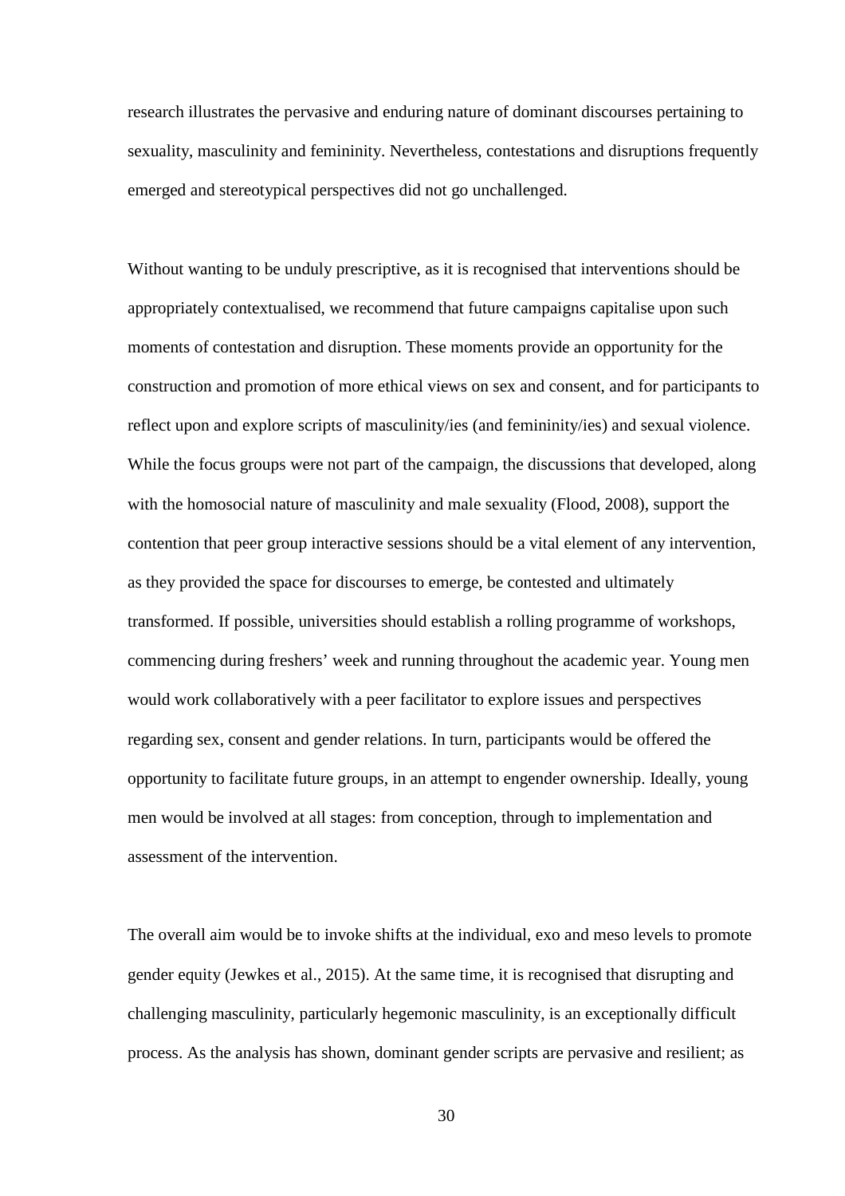research illustrates the pervasive and enduring nature of dominant discourses pertaining to sexuality, masculinity and femininity. Nevertheless, contestations and disruptions frequently emerged and stereotypical perspectives did not go unchallenged.

Without wanting to be unduly prescriptive, as it is recognised that interventions should be appropriately contextualised, we recommend that future campaigns capitalise upon such moments of contestation and disruption. These moments provide an opportunity for the construction and promotion of more ethical views on sex and consent, and for participants to reflect upon and explore scripts of masculinity/ies (and femininity/ies) and sexual violence. While the focus groups were not part of the campaign, the discussions that developed, along with the homosocial nature of masculinity and male sexuality (Flood, 2008), support the contention that peer group interactive sessions should be a vital element of any intervention, as they provided the space for discourses to emerge, be contested and ultimately transformed. If possible, universities should establish a rolling programme of workshops, commencing during freshers' week and running throughout the academic year. Young men would work collaboratively with a peer facilitator to explore issues and perspectives regarding sex, consent and gender relations. In turn, participants would be offered the opportunity to facilitate future groups, in an attempt to engender ownership. Ideally, young men would be involved at all stages: from conception, through to implementation and assessment of the intervention.

The overall aim would be to invoke shifts at the individual, exo and meso levels to promote gender equity (Jewkes et al., 2015). At the same time, it is recognised that disrupting and challenging masculinity, particularly hegemonic masculinity, is an exceptionally difficult process. As the analysis has shown, dominant gender scripts are pervasive and resilient; as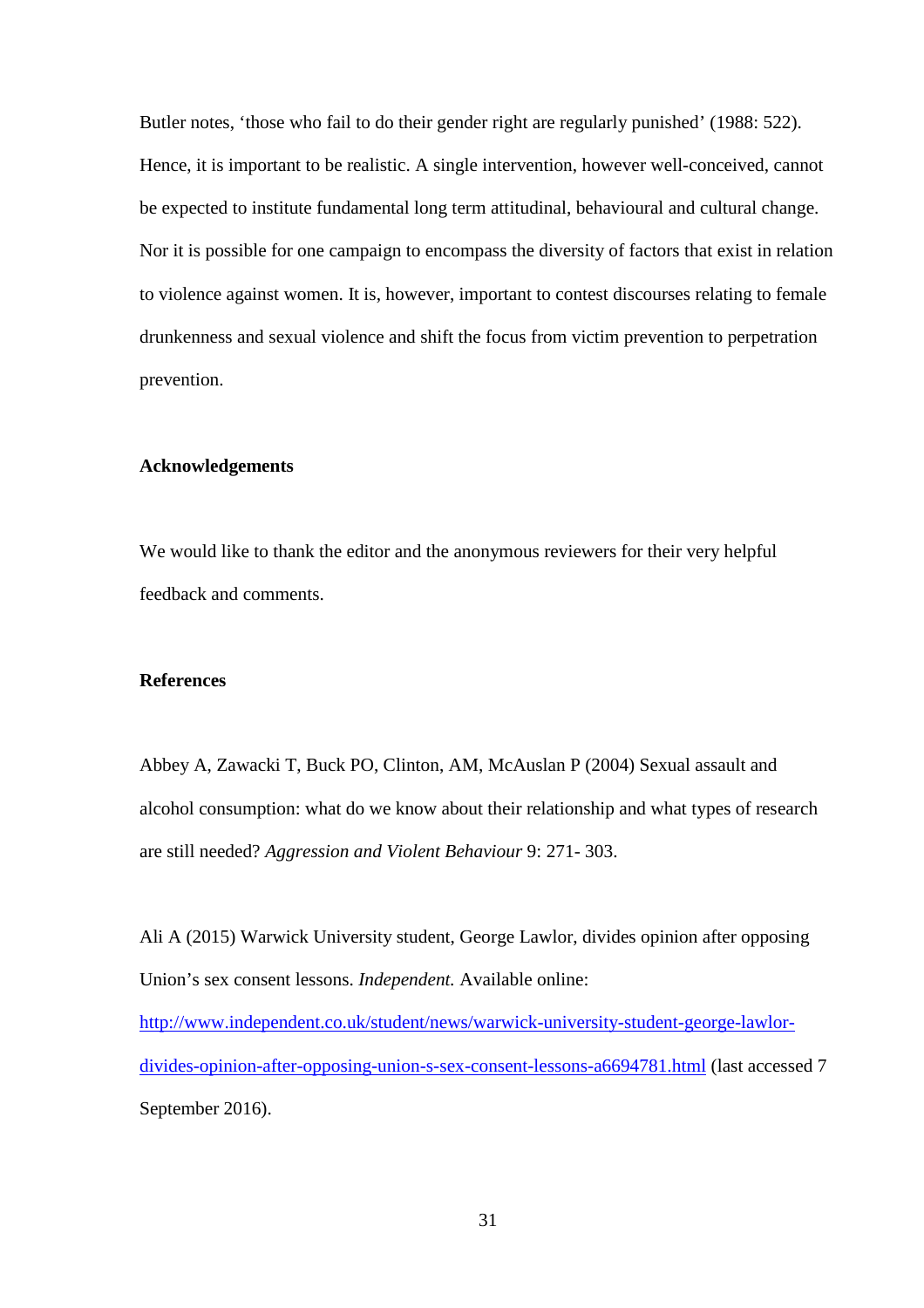Butler notes, 'those who fail to do their gender right are regularly punished' (1988: 522). Hence, it is important to be realistic. A single intervention, however well-conceived, cannot be expected to institute fundamental long term attitudinal, behavioural and cultural change. Nor it is possible for one campaign to encompass the diversity of factors that exist in relation to violence against women. It is, however, important to contest discourses relating to female drunkenness and sexual violence and shift the focus from victim prevention to perpetration prevention.

## Acknowledgements

We would like to thank the editor and the anonymous reviewers for their very helpful feedback and comments.

## References

Abbey A, Zawacki T, Buck PO, Clinton, AM, McAuslan P (2004) Sexual assault and alcohol consumption: what do we know about their relationship and what types of research are still needed? *Aggression and Violent Behaviour* 9: 271- 303.

Ali A (2015) Warwick University student, George Lawlor, divides opinion after opposing Union's sex consent lessons. *Independent.* Available online: [http://www.independent.co.uk/student/news/warwick-university-student-george-lawlor-divides-opinion-after-opposing-union-s-sex-consent-lessons-a6694781.html](http://www.independent.co.uk/student/news/warwick-university-student-george-lawlor-divides-opinion-after-opposing-union-s-sex-consent-lessons-a6694781.html) (last accessed 7 September 2016).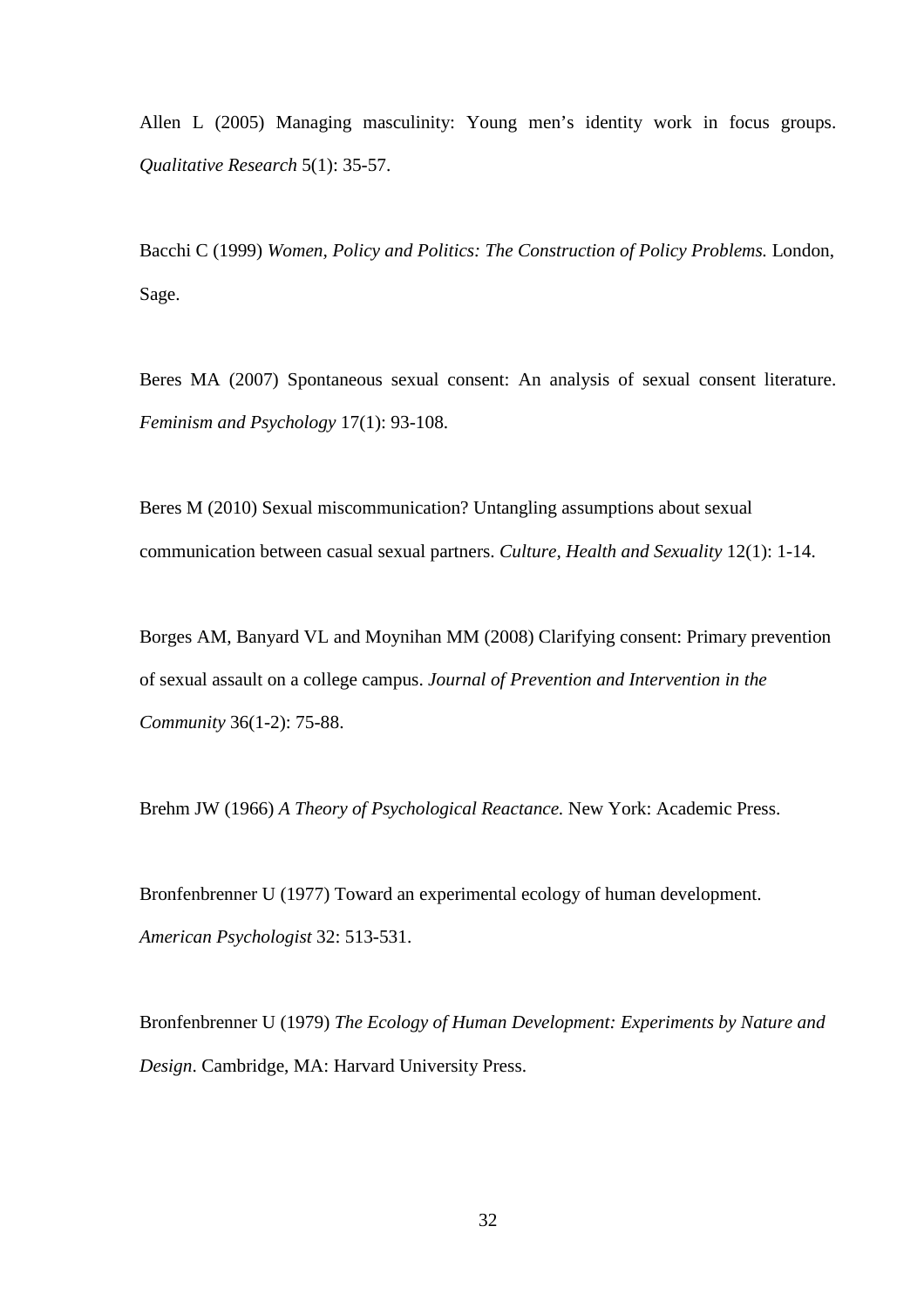Allen L (2005) Managing masculinity: Young men's identity work in focus groups. *Qualitative Research* 5(1): 35-57.

Bacchi C (1999) *Women, Policy and Politics: The Construction of Policy Problems.* London, Sage.

Beres MA (2007) Spontaneous sexual consent: An analysis of sexual consent literature. *Feminism and Psychology* 17(1): 93-108.

Beres M (2010) Sexual miscommunication? Untangling assumptions about sexual communication between casual sexual partners. *Culture, Health and Sexuality* 12(1): 1-14.

Borges AM, Banyard VL and Moynihan MM (2008) Clarifying consent: Primary prevention of sexual assault on a college campus. *Journal of Prevention and Intervention in the Community* 36(1-2): 75-88.

Brehm JW (1966) *A Theory of Psychological Reactance.* New York: Academic Press.

Bronfenbrenner U (1977) Toward an experimental ecology of human development. *American Psychologist* 32: 513-531.

Bronfenbrenner U (1979) *The Ecology of Human Development: Experiments by Nature and Design*. Cambridge, MA: Harvard University Press.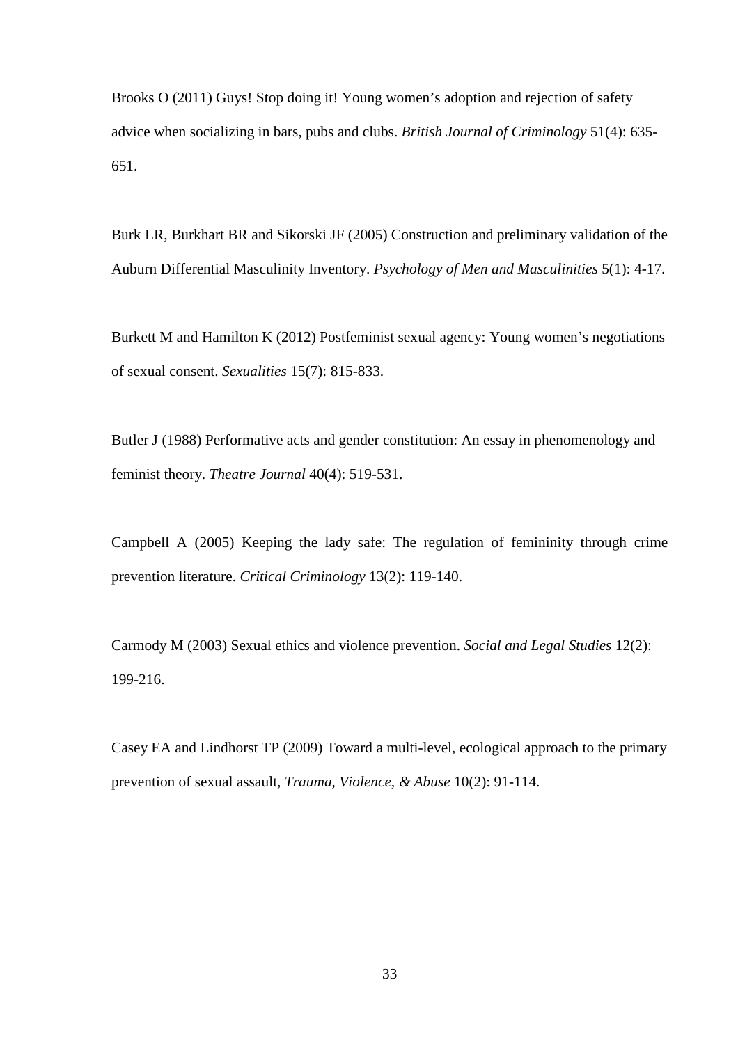Brooks O (2011) Guys! Stop doing it! Young women's adoption and rejection of safety advice when socializing in bars, pubs and clubs. *British Journal of Criminology* 51(4): 635-651.

Burk LR, Burkhart BR and Sikorski JF (2005) Construction and preliminary validation of the Auburn Differential Masculinity Inventory. *Psychology of Men and Masculinities* 5(1): 4-17.

Burkett M and Hamilton K (2012) Postfeminist sexual agency: Young women's negotiations of sexual consent. *Sexualities* 15(7): 815-833.

Butler J (1988) Performative acts and gender constitution: An essay in phenomenology and feminist theory. *Theatre Journal* 40(4): 519-531.

Campbell A (2005) Keeping the lady safe: The regulation of femininity through crime prevention literature. *Critical Criminology* 13(2): 119-140.

Carmody M (2003) Sexual ethics and violence prevention. *Social and Legal Studies* 12(2): 199-216.

Casey EA and Lindhorst TP (2009) Toward a multi-level, ecological approach to the primary prevention of sexual assault, *Trauma, Violence, & Abuse* 10(2): 91-114.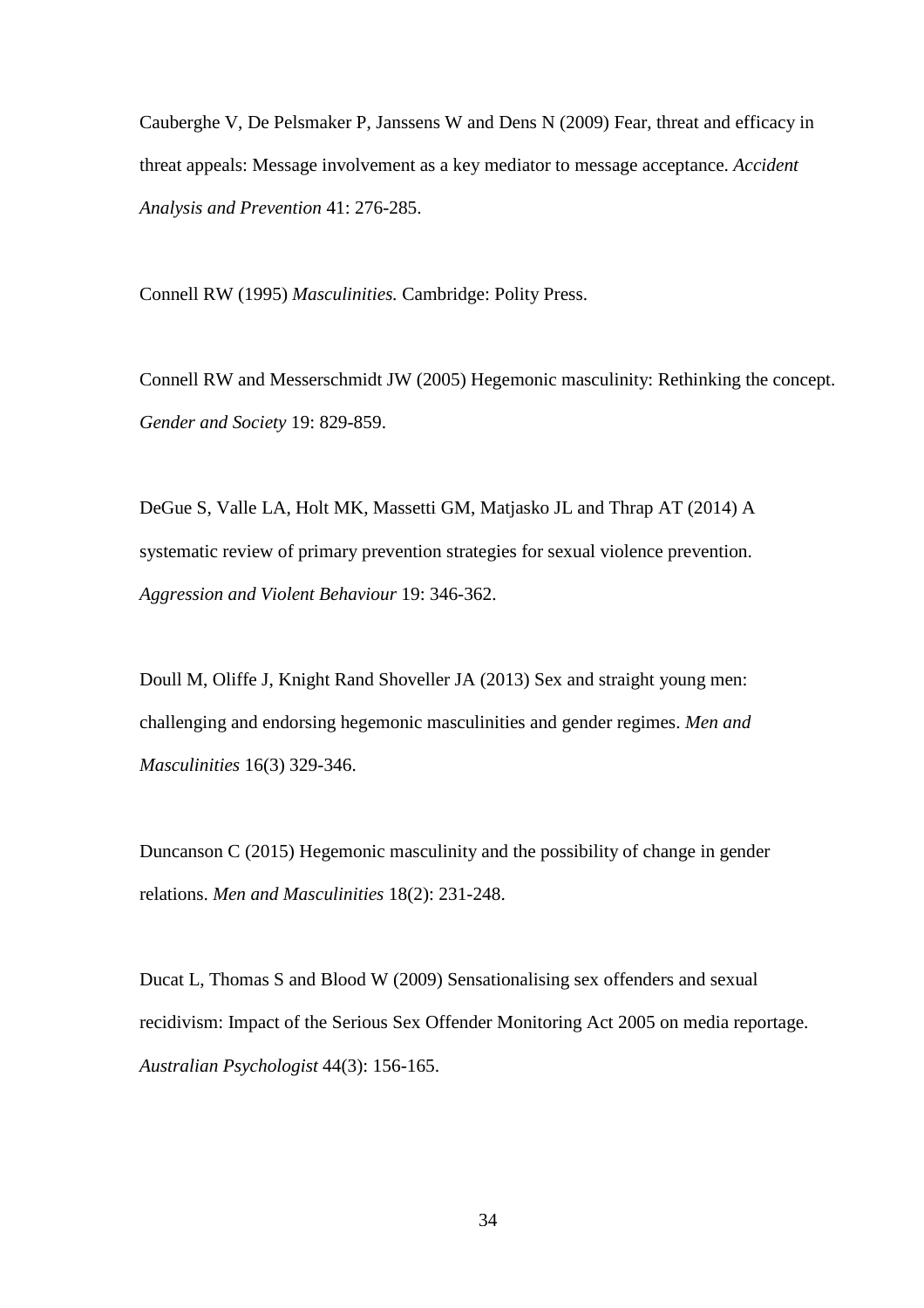Cauberghe V, De Pelsmaker P, Janssens W and Dens N (2009) Fear, threat and efficacy in threat appeals: Message involvement as a key mediator to message acceptance. *Accident Analysis and Prevention* 41: 276-285.

Connell RW (1995) *Masculinities.* Cambridge: Polity Press.

Connell RW and Messerschmidt JW (2005) Hegemonic masculinity: Rethinking the concept. *Gender and Society* 19: 829-859.

DeGue S, Valle LA, Holt MK, Massetti GM, Matjasko JL and Thrap AT (2014) A systematic review of primary prevention strategies for sexual violence prevention. *Aggression and Violent Behaviour* 19: 346-362.

Doull M, Oliffe J, Knight Rand Shoveller JA (2013) Sex and straight young men: challenging and endorsing hegemonic masculinities and gender regimes. *Men and Masculinities* 16(3) 329-346.

Duncanson C (2015) Hegemonic masculinity and the possibility of change in gender relations. *Men and Masculinities* 18(2): 231-248.

Ducat L, Thomas S and Blood W (2009) Sensationalising sex offenders and sexual recidivism: Impact of the Serious Sex Offender Monitoring Act 2005 on media reportage. *Australian Psychologist* 44(3): 156-165.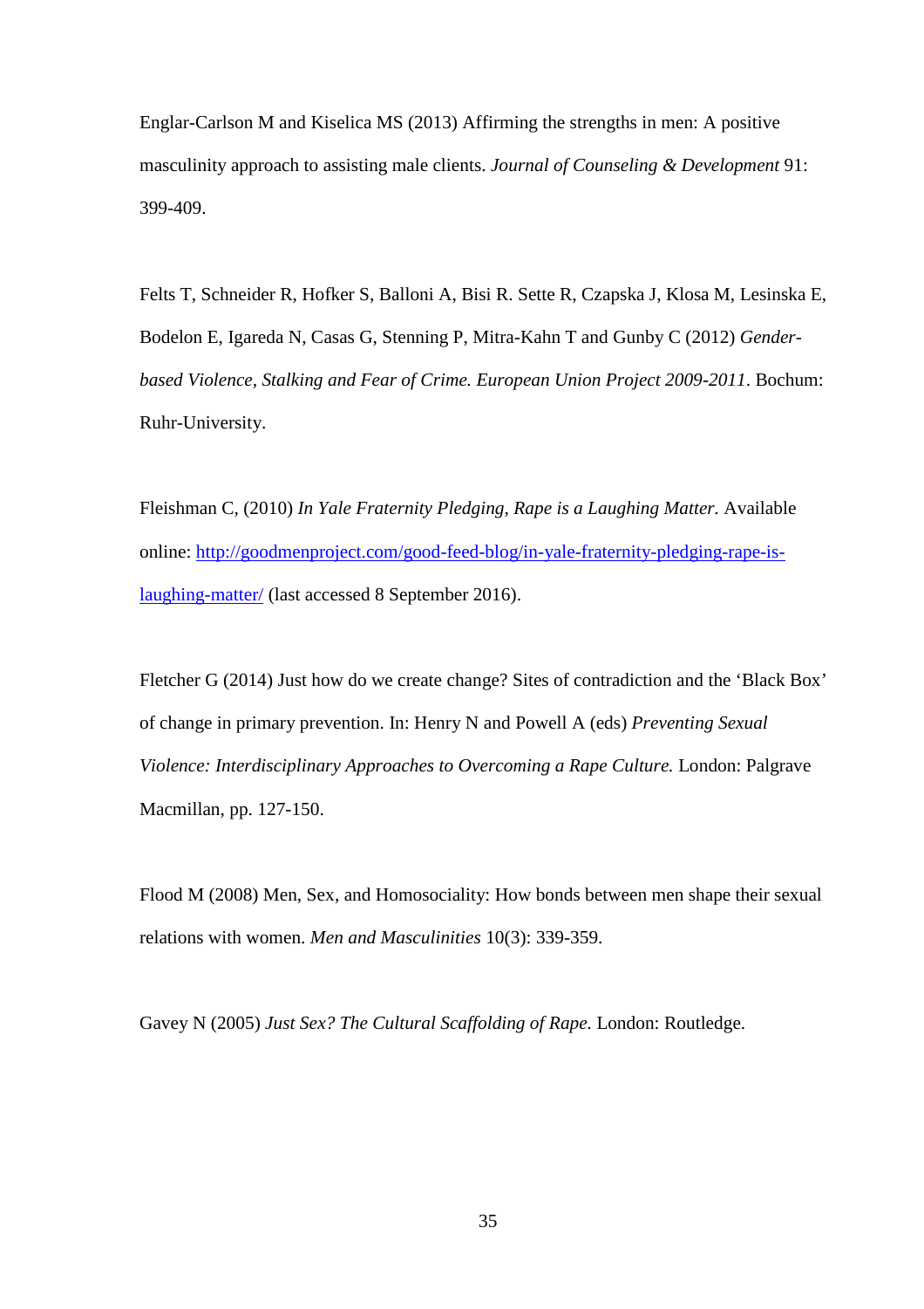Englar-Carlson M and Kiselica MS (2013) Affirming the strengths in men: A positive masculinity approach to assisting male clients. *Journal of Counseling & Development* 91: 399-409.

Felts T, Schneider R, Hofker S, Balloni A, Bisi R. Sette R, Czapska J, Klosa M, Lesinska E, Bodelon E, Igareda N, Casas G, Stenning P, Mitra-Kahn T and Gunby C (2012) *Gender-based Violence, Stalking and Fear of Crime. European Union Project 2009-2011*. Bochum: Ruhr-University.

Fleishman C, (2010) *In Yale Fraternity Pledging, Rape is a Laughing Matter.* Available online: [http://goodmenproject.com/good-feed-blog/in-yale-fraternity-pledging-rape-is-laughing-matter/](http://goodmenproject.com/good-feed-blog/in-yale-fraternity-pledging-rape-is-laughing-matter/) (last accessed 8 September 2016).

Fletcher G (2014) Just how do we create change? Sites of contradiction and the 'Black Box' of change in primary prevention. In: Henry N and Powell A (eds) *Preventing Sexual Violence: Interdisciplinary Approaches to Overcoming a Rape Culture.* London: Palgrave Macmillan, pp. 127-150.

Flood M (2008) Men, Sex, and Homosociality: How bonds between men shape their sexual relations with women. *Men and Masculinities* 10(3): 339-359.

Gavey N (2005) *Just Sex? The Cultural Scaffolding of Rape.* London: Routledge.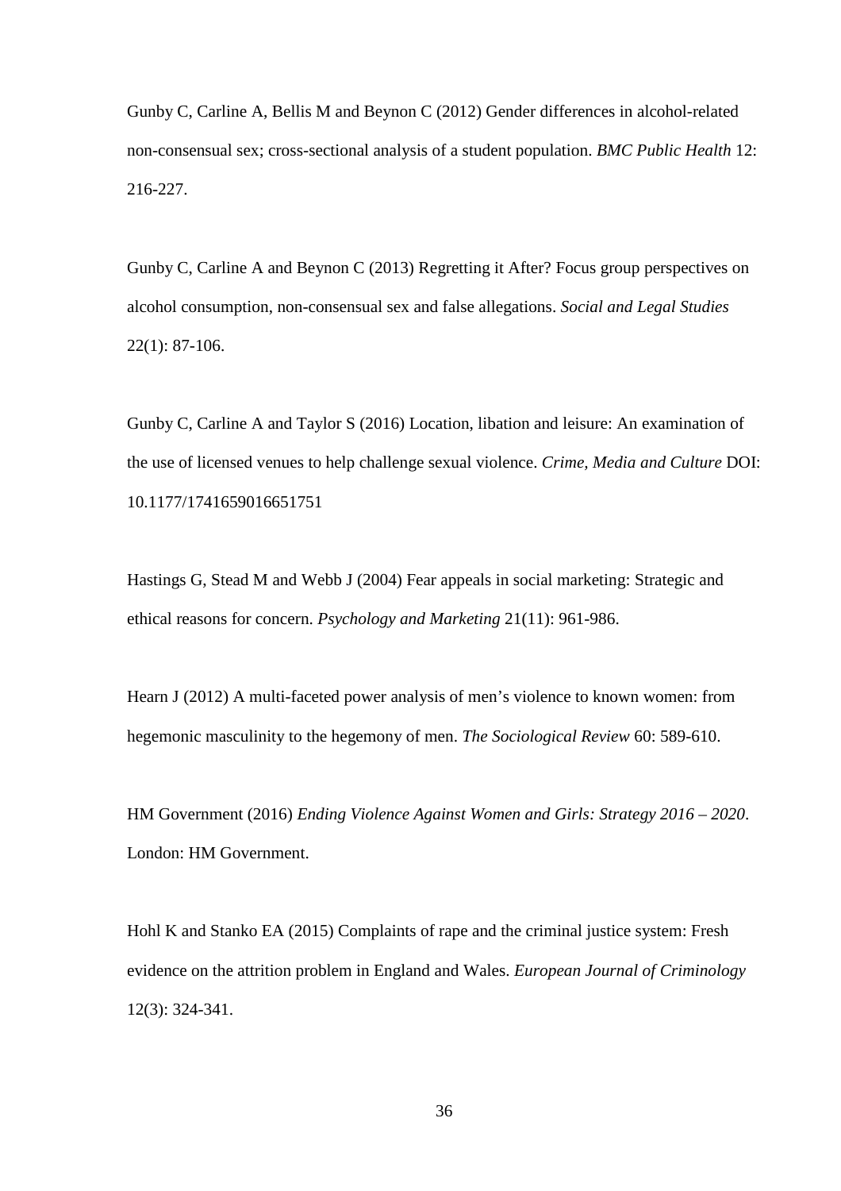Gunby C, Carline A, Bellis M and Beynon C (2012) Gender differences in alcohol-related non-consensual sex; cross-sectional analysis of a student population. *BMC Public Health* 12: 216-227.

Gunby C, Carline A and Beynon C (2013) Regretting it After? Focus group perspectives on alcohol consumption, non-consensual sex and false allegations. *Social and Legal Studies* 22(1): 87-106.

Gunby C, Carline A and Taylor S (2016) Location, libation and leisure: An examination of the use of licensed venues to help challenge sexual violence. *Crime, Media and Culture* DOI: 10.1177/1741659016651751

Hastings G, Stead M and Webb J (2004) Fear appeals in social marketing: Strategic and ethical reasons for concern. *Psychology and Marketing* 21(11): 961-986.

Hearn J (2012) A multi-faceted power analysis of men's violence to known women: from hegemonic masculinity to the hegemony of men. *The Sociological Review* 60: 589-610.

HM Government (2016) *Ending Violence Against Women and Girls: Strategy 2016 – 2020*. London: HM Government.

Hohl K and Stanko EA (2015) Complaints of rape and the criminal justice system: Fresh evidence on the attrition problem in England and Wales. *European Journal of Criminology* 12(3): 324-341.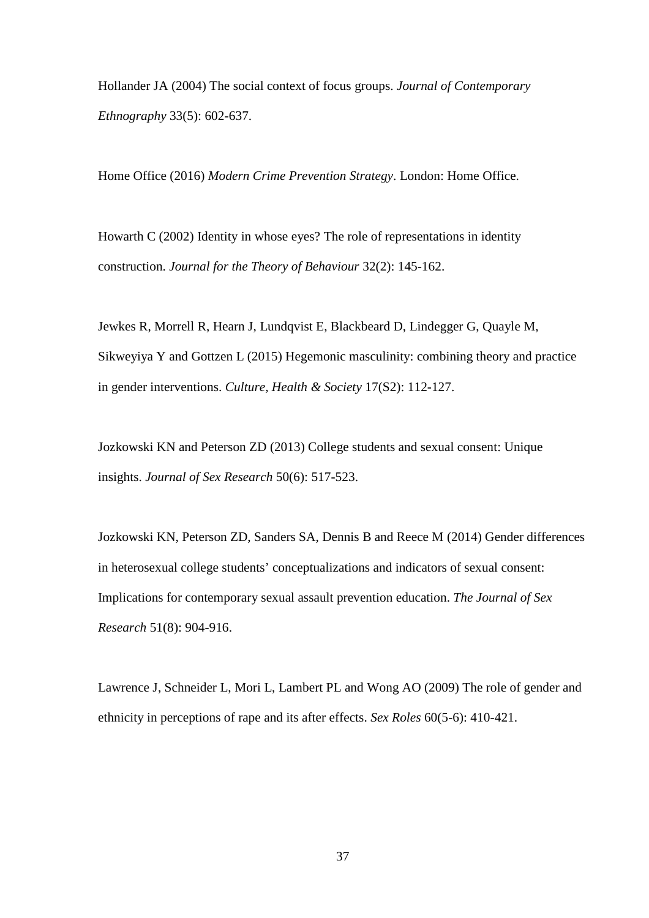Hollander JA (2004) The social context of focus groups. *Journal of Contemporary Ethnography* 33(5): 602-637.

Home Office (2016) *Modern Crime Prevention Strategy*. London: Home Office.

Howarth C (2002) Identity in whose eyes? The role of representations in identity construction. *Journal for the Theory of Behaviour* 32(2): 145-162.

Jewkes R, Morrell R, Hearn J, Lundqvist E, Blackbeard D, Lindegger G, Quayle M, Sikweyiya Y and Gottzen L (2015) Hegemonic masculinity: combining theory and practice in gender interventions. *Culture, Health & Society* 17(S2): 112-127.

Jozkowski KN and Peterson ZD (2013) College students and sexual consent: Unique insights. *Journal of Sex Research* 50(6): 517-523.

Jozkowski KN, Peterson ZD, Sanders SA, Dennis B and Reece M (2014) Gender differences in heterosexual college students' conceptualizations and indicators of sexual consent: Implications for contemporary sexual assault prevention education. *The Journal of Sex Research* 51(8): 904-916.

Lawrence J, Schneider L, Mori L, Lambert PL and Wong AO (2009) The role of gender and ethnicity in perceptions of rape and its after effects. *Sex Roles* 60(5-6): 410-421.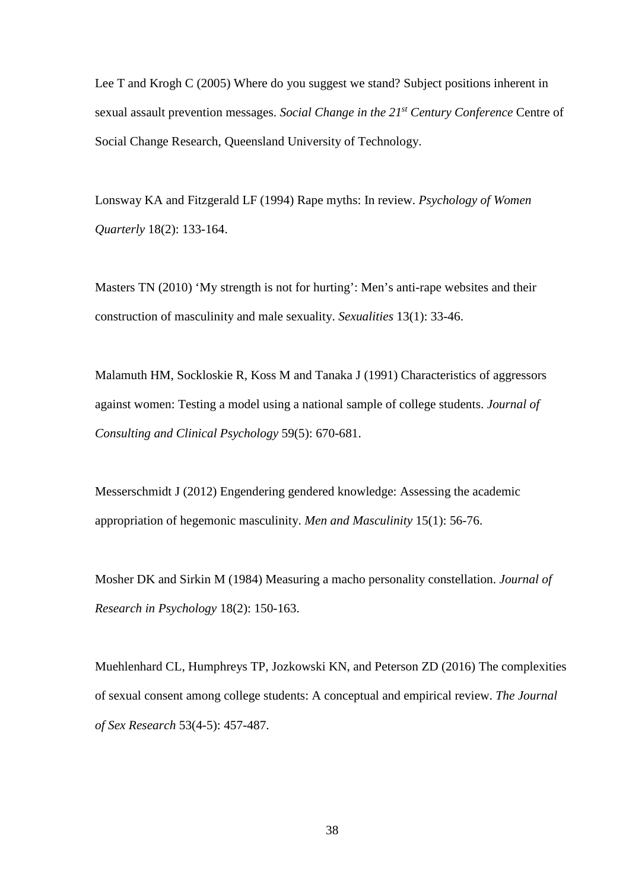Lee T and Krogh C (2005) Where do you suggest we stand? Subject positions inherent in sexual assault prevention messages. *Social Change in the 21st Century Conference* Centre of Social Change Research, Queensland University of Technology.

Lonsway KA and Fitzgerald LF (1994) Rape myths: In review. *Psychology of Women Quarterly* 18(2): 133-164.

Masters TN (2010) 'My strength is not for hurting': Men's anti-rape websites and their construction of masculinity and male sexuality. *Sexualities* 13(1): 33-46.

Malamuth HM, Sockloskie R, Koss M and Tanaka J (1991) Characteristics of aggressors against women: Testing a model using a national sample of college students. *Journal of Consulting and Clinical Psychology* 59(5): 670-681.

Messerschmidt J (2012) Engendering gendered knowledge: Assessing the academic appropriation of hegemonic masculinity. *Men and Masculinity* 15(1): 56-76.

Mosher DK and Sirkin M (1984) Measuring a macho personality constellation. *Journal of Research in Psychology* 18(2): 150-163.

Muehlenhard CL, Humphreys TP, Jozkowski KN, and Peterson ZD (2016) The complexities of sexual consent among college students: A conceptual and empirical review. *The Journal of Sex Research* 53(4-5): 457-487.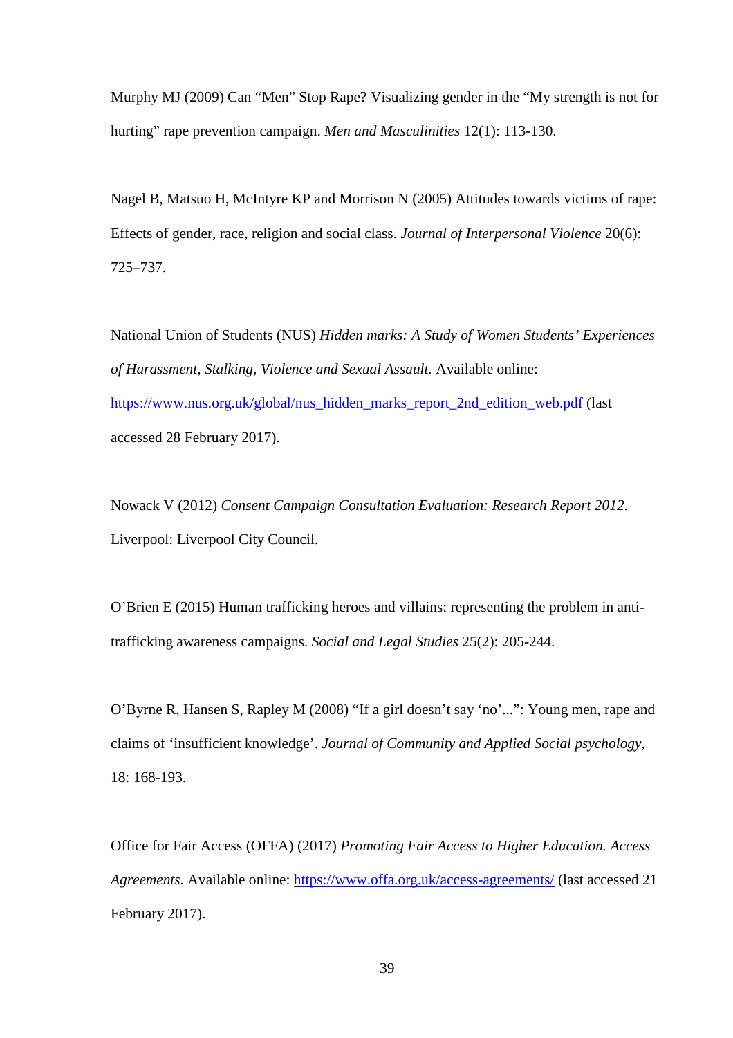Murphy MJ (2009) Can "Men" Stop Rape? Visualizing gender in the "My strength is not for hurting" rape prevention campaign. *Men and Masculinities* 12(1): 113-130.

Nagel B, Matsuo H, McIntyre KP and Morrison N (2005) Attitudes towards victims of rape: Effects of gender, race, religion and social class. *Journal of Interpersonal Violence* 20(6): 725–737.

National Union of Students (NUS) *Hidden marks: A Study of Women Students' Experiences of Harassment, Stalking, Violence and Sexual Assault.* Available online: [https://www.nus.org.uk/global/nus_hidden_marks_report_2nd_edition_web.pdf](https://www.nus.org.uk/global/nus_hidden_marks_report_2nd_edition_web.pdf) (last accessed 28 February 2017).

Nowack V (2012) *Consent Campaign Consultation Evaluation: Research Report 2012.* Liverpool: Liverpool City Council.

O'Brien E (2015) Human trafficking heroes and villains: representing the problem in anti-trafficking awareness campaigns. *Social and Legal Studies* 25(2): 205-244.

O'Byrne R, Hansen S, Rapley M (2008) "If a girl doesn't say 'no'...": Young men, rape and claims of 'insufficient knowledge'. *Journal of Community and Applied Social psychology*, 18: 168-193.

Office for Fair Access (OFFA) (2017) *Promoting Fair Access to Higher Education. Access Agreements.* Available online: [https://www.offa.org.uk/access-agreements/](https://www.offa.org.uk/access-agreements/) (last accessed 21 February 2017).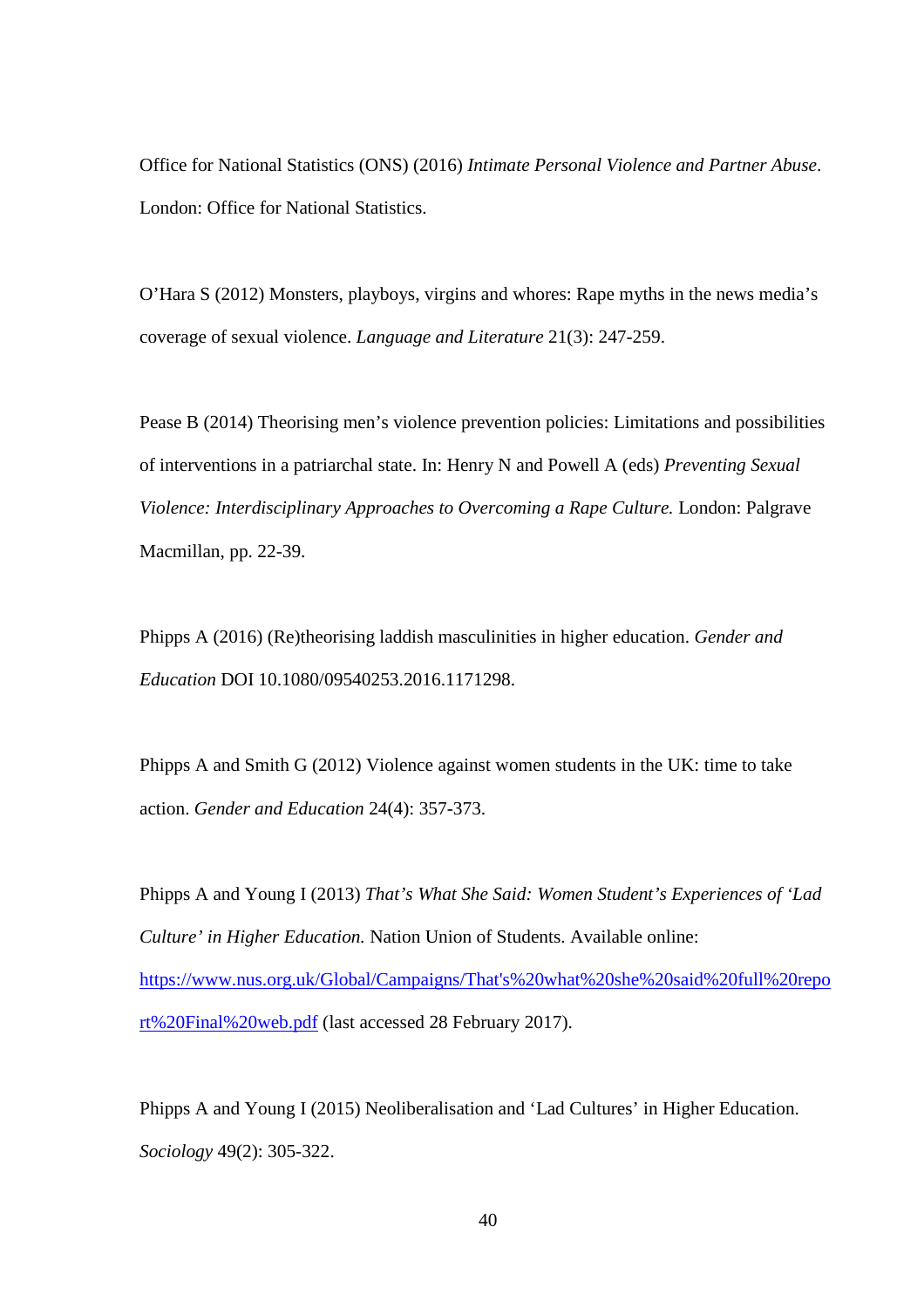Office for National Statistics (ONS) (2016) *Intimate Personal Violence and Partner Abuse*. London: Office for National Statistics.

O'Hara S (2012) Monsters, playboys, virgins and whores: Rape myths in the news media's coverage of sexual violence. *Language and Literature* 21(3): 247-259.

Pease B (2014) Theorising men's violence prevention policies: Limitations and possibilities of interventions in a patriarchal state. In: Henry N and Powell A (eds) *Preventing Sexual Violence: Interdisciplinary Approaches to Overcoming a Rape Culture.* London: Palgrave Macmillan, pp. 22-39.

Phipps A (2016) (Re)theorising laddish masculinities in higher education. *Gender and Education* DOI 10.1080/09540253.2016.1171298.

Phipps A and Smith G (2012) Violence against women students in the UK: time to take action. *Gender and Education* 24(4): 357-373.

Phipps A and Young I (2013) *That's What She Said: Women Student's Experiences of 'Lad Culture' in Higher Education.* Nation Union of Students. Available online: https://www.nus.org.uk/Global/Campaigns/That's%20what%20she%20said%20full%20report%20Final%20web.pdf (last accessed 28 February 2017).

Phipps A and Young I (2015) Neoliberalisation and 'Lad Cultures' in Higher Education. *Sociology* 49(2): 305-322.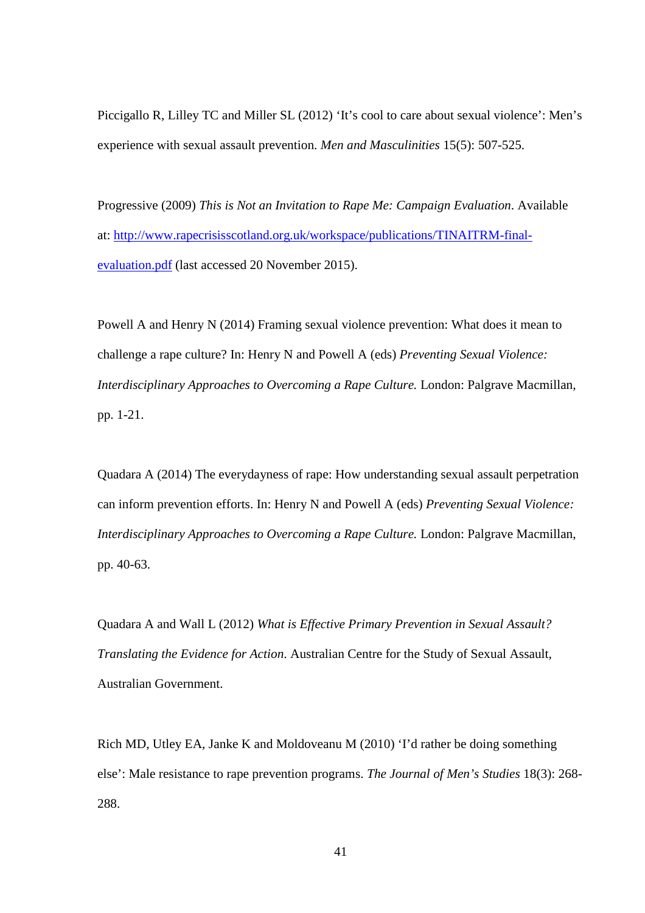Piccigallo R, Lilley TC and Miller SL (2012) ‘It’s cool to care about sexual violence’: Men’s experience with sexual assault prevention. *Men and Masculinities* 15(5): 507-525.

Progressive (2009) *This is Not an Invitation to Rape Me: Campaign Evaluation*. Available at: [http://www.rapecrisisscotland.org.uk/workspace/publications/TINAITRM-final-evaluation.pdf](http://www.rapecrisisscotland.org.uk/workspace/publications/TINAITRM-final-evaluation.pdf) (last accessed 20 November 2015).

Powell A and Henry N (2014) Framing sexual violence prevention: What does it mean to challenge a rape culture? In: Henry N and Powell A (eds) *Preventing Sexual Violence: Interdisciplinary Approaches to Overcoming a Rape Culture.* London: Palgrave Macmillan, pp. 1-21.

Quadara A (2014) The everydayness of rape: How understanding sexual assault perpetration can inform prevention efforts. In: Henry N and Powell A (eds) *Preventing Sexual Violence: Interdisciplinary Approaches to Overcoming a Rape Culture.* London: Palgrave Macmillan, pp. 40-63.

Quadara A and Wall L (2012) *What is Effective Primary Prevention in Sexual Assault? Translating the Evidence for Action.* Australian Centre for the Study of Sexual Assault, Australian Government.

Rich MD, Utley EA, Janke K and Moldoveanu M (2010) ‘I’d rather be doing something else’: Male resistance to rape prevention programs. *The Journal of Men’s Studies* 18(3): 268-288.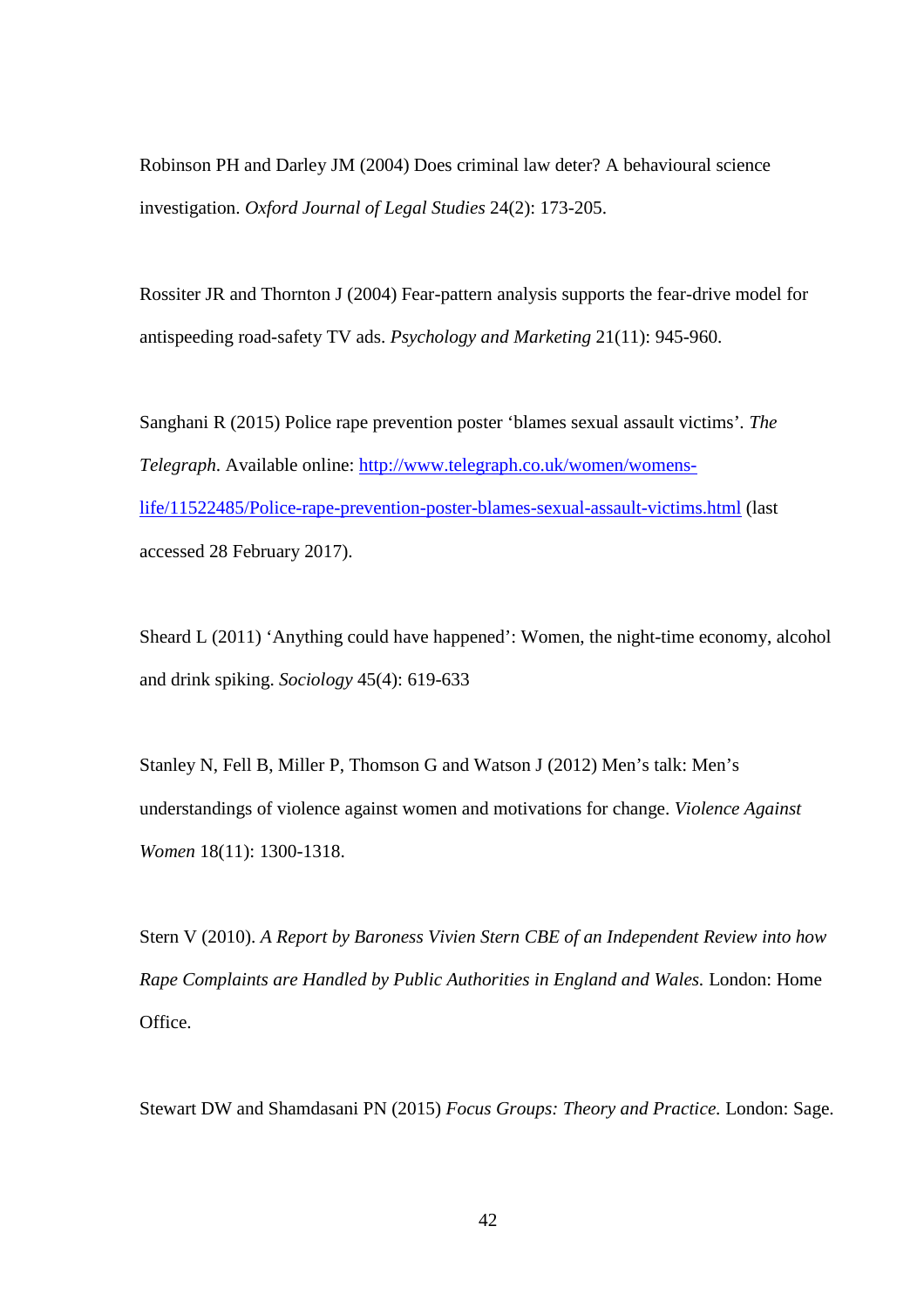Robinson PH and Darley JM (2004) Does criminal law deter? A behavioural science investigation. *Oxford Journal of Legal Studies* 24(2): 173-205.

Rossiter JR and Thornton J (2004) Fear-pattern analysis supports the fear-drive model for antispeeding road-safety TV ads. *Psychology and Marketing* 21(11): 945-960.

Sanghani R (2015) Police rape prevention poster 'blames sexual assault victims'. *The Telegraph*. Available online: [http://www.telegraph.co.uk/women/womens-life/11522485/Police-rape-prevention-poster-blames-sexual-assault-victims.html](http://www.telegraph.co.uk/women/womens-life/11522485/Police-rape-prevention-poster-blames-sexual-assault-victims.html) (last accessed 28 February 2017).

Sheard L (2011) 'Anything could have happened': Women, the night-time economy, alcohol and drink spiking. *Sociology* 45(4): 619-633

Stanley N, Fell B, Miller P, Thomson G and Watson J (2012) Men's talk: Men's understandings of violence against women and motivations for change. *Violence Against Women* 18(11): 1300-1318.

Stern V (2010). *A Report by Baroness Vivien Stern CBE of an Independent Review into how Rape Complaints are Handled by Public Authorities in England and Wales.* London: Home Office.

Stewart DW and Shamdasani PN (2015) *Focus Groups: Theory and Practice.* London: Sage.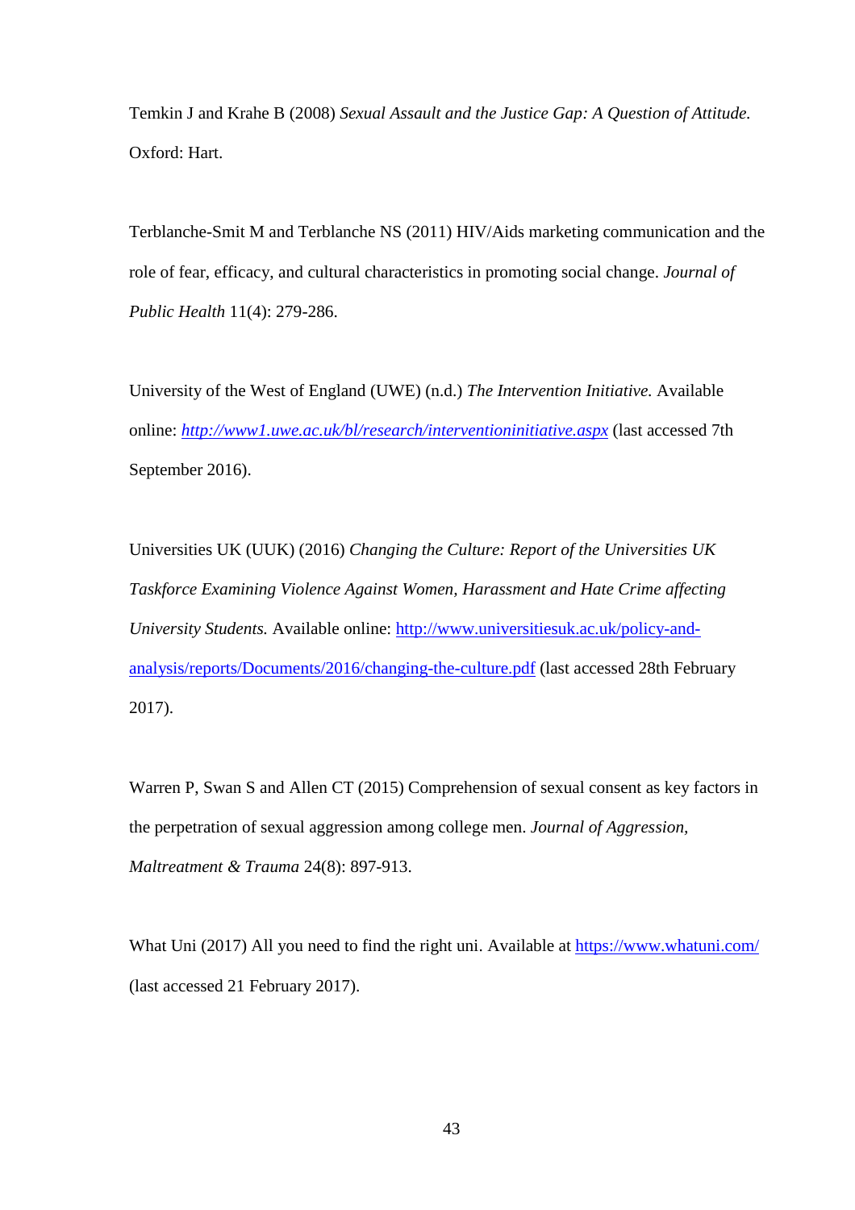Temkin J and Krahe B (2008) *Sexual Assault and the Justice Gap: A Question of Attitude.* Oxford: Hart.

Terblanche-Smit M and Terblanche NS (2011) HIV/Aids marketing communication and the role of fear, efficacy, and cultural characteristics in promoting social change. *Journal of Public Health* 11(4): 279-286.

University of the West of England (UWE) (n.d.) *The Intervention Initiative.* Available online: *http://www1.uwe.ac.uk/bl/research/interventioninitiative.aspx* (last accessed 7th September 2016).

Universities UK (UUK) (2016) *Changing the Culture: Report of the Universities UK Taskforce Examining Violence Against Women, Harassment and Hate Crime affecting University Students.* Available online: http://www.universitiesuk.ac.uk/policy-and-analysis/reports/Documents/2016/changing-the-culture.pdf (last accessed 28th February 2017).

Warren P, Swan S and Allen CT (2015) Comprehension of sexual consent as key factors in the perpetration of sexual aggression among college men. *Journal of Aggression, Maltreatment & Trauma* 24(8): 897-913.

What Uni (2017) All you need to find the right uni. Available at https://www.whatuni.com/ (last accessed 21 February 2017).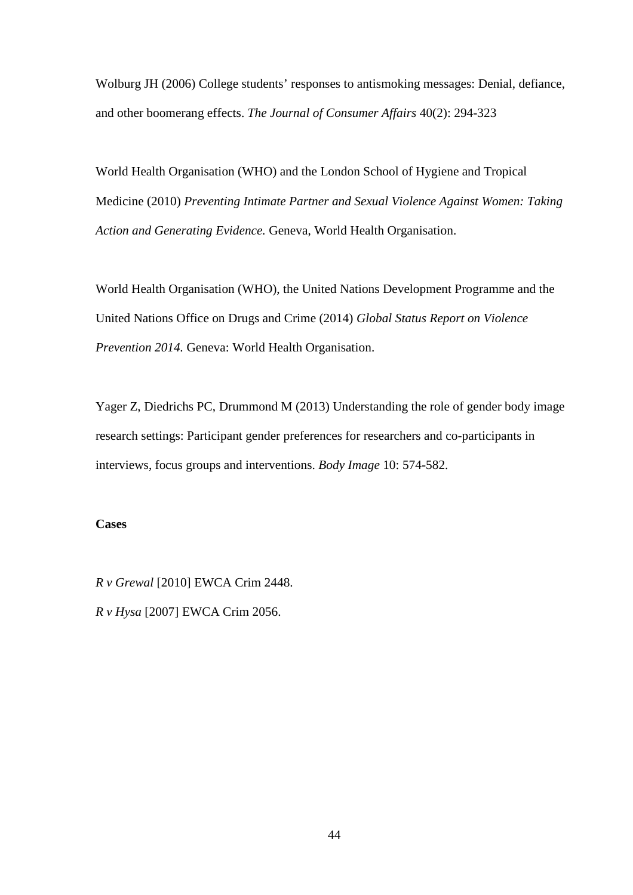Wolburg JH (2006) College students' responses to antismoking messages: Denial, defiance, and other boomerang effects. *The Journal of Consumer Affairs* 40(2): 294-323

World Health Organisation (WHO) and the London School of Hygiene and Tropical Medicine (2010) *Preventing Intimate Partner and Sexual Violence Against Women: Taking Action and Generating Evidence.* Geneva, World Health Organisation.

World Health Organisation (WHO), the United Nations Development Programme and the United Nations Office on Drugs and Crime (2014) *Global Status Report on Violence Prevention 2014.* Geneva: World Health Organisation.

Yager Z, Diedrichs PC, Drummond M (2013) Understanding the role of gender body image research settings: Participant gender preferences for researchers and co-participants in interviews, focus groups and interventions. *Body Image* 10: 574-582.

**Cases**

*R v Grewal* [2010] EWCA Crim 2448.

*R v Hysa* [2007] EWCA Crim 2056.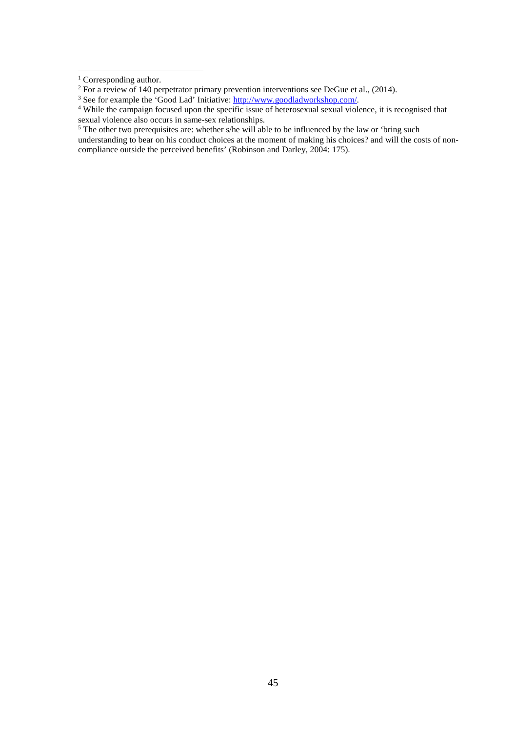[1] Corresponding author.

[2] For a review of 140 perpetrator primary prevention interventions see DeGue et al., (2014).

[3] See for example the 'Good Lad' Initiative: http://www.goodladworkshop.com/.

[4] While the campaign focused upon the specific issue of heterosexual sexual violence, it is recognised that sexual violence also occurs in same-sex relationships.

[5] The other two prerequisites are: whether s/he will able to be influenced by the law or 'bring such understanding to bear on his conduct choices at the moment of making his choices? and will the costs of non-compliance outside the perceived benefits' (Robinson and Darley, 2004: 175).